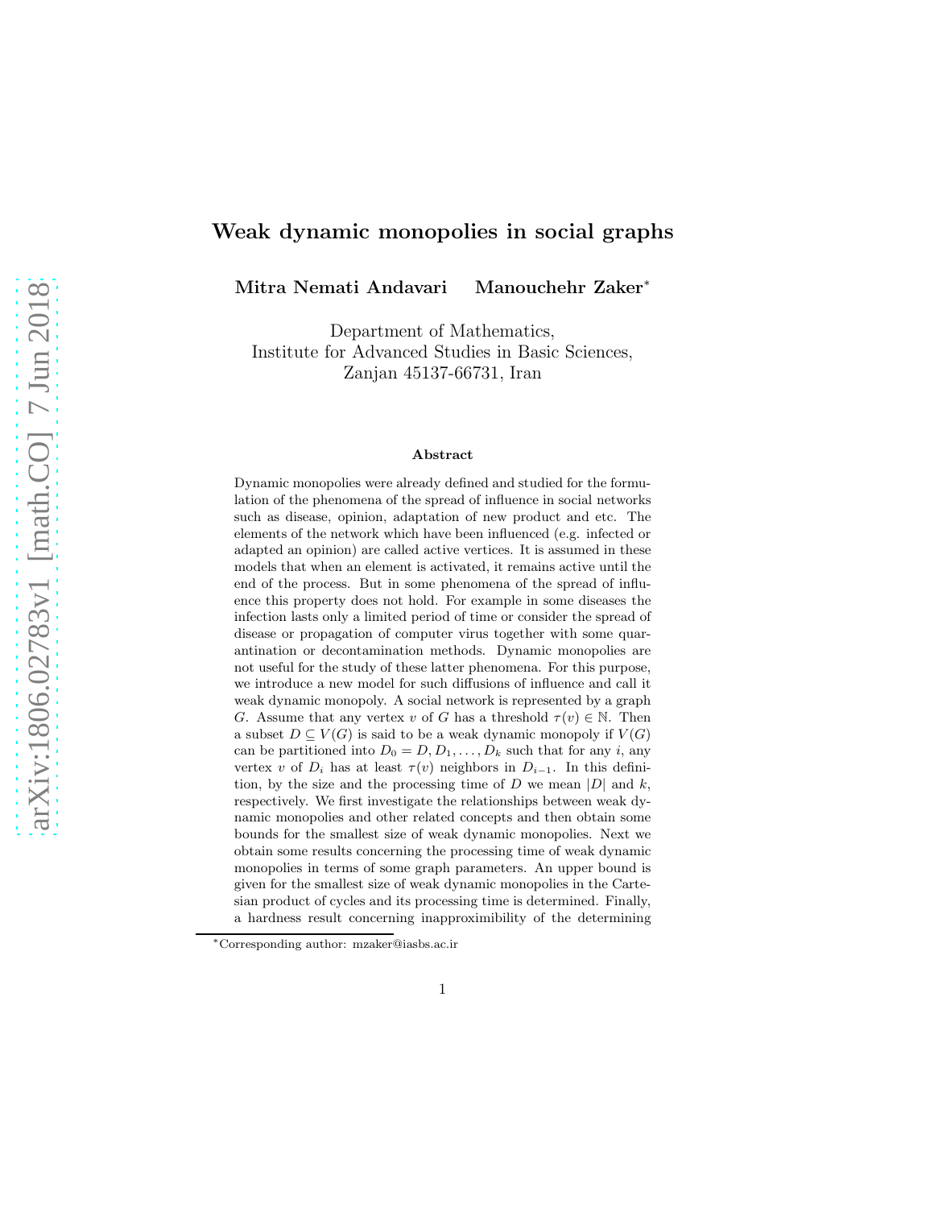# Weak dynamic monopolies in social graphs

**Mitra Nemati Andavari     Manouchehr Zaker***

Department of Mathematics,
Institute for Advanced Studies in Basic Sciences,
Zanjan 45137-66731, Iran

### Abstract

Dynamic monopolies were already defined and studied for the formulation of the phenomena of the spread of influence in social networks such as disease, opinion, adaptation of new product and etc. The elements of the network which have been influenced (e.g. infected or adapted an opinion) are called active vertices. It is assumed in these models that when an element is activated, it remains active until the end of the process. But in some phenomena of the spread of influence this property does not hold. For example in some diseases the infection lasts only a limited period of time or consider the spread of disease or propagation of computer virus together with some quarantination or decontamination methods. Dynamic monopolies are not useful for the study of these latter phenomena. For this purpose, we introduce a new model for such diffusions of influence and call it weak dynamic monopoly. A social network is represented by a graph $G$. Assume that any vertex $v$ of $G$ has a threshold $\tau(v) \in \mathbb{N}$. Then a subset $D \subseteq V(G)$ is said to be a weak dynamic monopoly if $V(G)$ can be partitioned into $D_0 = D, D_1, \ldots, D_k$ such that for any $i$, any vertex $v$ of $D_i$ has at least $\tau(v)$ neighbors in $D_{i-1}$. In this definition, by the size and the processing time of $D$ we mean $|D|$ and $k$, respectively. We first investigate the relationships between weak dynamic monopolies and other related concepts and then obtain some bounds for the smallest size of weak dynamic monopolies. Next we obtain some results concerning the processing time of weak dynamic monopolies in terms of some graph parameters. An upper bound is given for the smallest size of weak dynamic monopolies in the Cartesian product of cycles and its processing time is determined. Finally, a hardness result concerning inapproximibility of the determining

*Corresponding author: mzaker@iasbs.ac.ir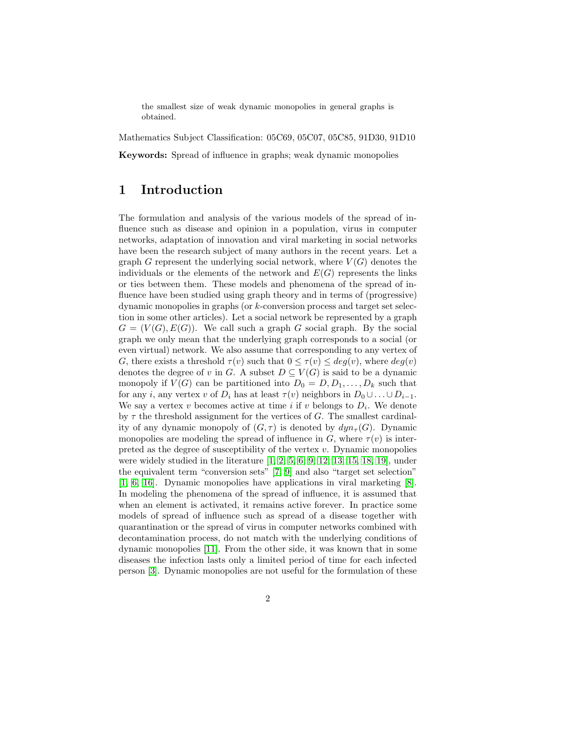the smallest size of weak dynamic monopolies in general graphs is obtained.

Mathematics Subject Classification: 05C69, 05C07, 05C85, 91D30, 91D10

**Keywords:** Spread of influence in graphs; weak dynamic monopolies

# 1 Introduction

The formulation and analysis of the various models of the spread of influence such as disease and opinion in a population, virus in computer networks, adaptation of innovation and viral marketing in social networks have been the research subject of many authors in the recent years. Let a graph $G$ represent the underlying social network, where $V(G)$ denotes the individuals or the elements of the network and $E(G)$ represents the links or ties between them. These models and phenomena of the spread of influence have been studied using graph theory and in terms of (progressive) dynamic monopolies in graphs (or $k$-conversion process and target set selection in some other articles). Let a social network be represented by a graph $G = (V(G), E(G))$. We call such a graph $G$ social graph. By the social graph we only mean that the underlying graph corresponds to a social (or even virtual) network. We also assume that corresponding to any vertex of $G$, there exists a threshold $\tau(v)$ such that $0 \leq \tau(v) \leq deg(v)$, where $deg(v)$ denotes the degree of $v$ in $G$. A subset $D \subseteq V(G)$ is said to be a dynamic monopoly if $V(G)$ can be partitioned into $D_0 = D, D_1, \ldots, D_k$ such that for any $i$, any vertex $v$ of $D_i$ has at least $\tau(v)$ neighbors in $D_0 \cup \ldots \cup D_{i-1}$. We say a vertex $v$ becomes active at time $i$ if $v$ belongs to $D_i$. We denote by $\tau$ the threshold assignment for the vertices of $G$. The smallest cardinality of any dynamic monopoly of $(G, \tau)$ is denoted by $dyn_\tau(G)$. Dynamic monopolies are modeling the spread of influence in $G$, where $\tau(v)$ is interpreted as the degree of susceptibility of the vertex $v$. Dynamic monopolies were widely studied in the literature [1, 2, 5, 6, 9, 12, 13, 15, 18, 19], under the equivalent term "conversion sets" [7, 9] and also "target set selection" [1, 6, 16]. Dynamic monopolies have applications in viral marketing [8]. In modeling the phenomena of the spread of influence, it is assumed that when an element is activated, it remains active forever. In practice some models of spread of influence such as spread of a disease together with quarantination or the spread of virus in computer networks combined with decontamination process, do not match with the underlying conditions of dynamic monopolies [11]. From the other side, it was known that in some diseases the infection lasts only a limited period of time for each infected person [3]. Dynamic monopolies are not useful for the formulation of these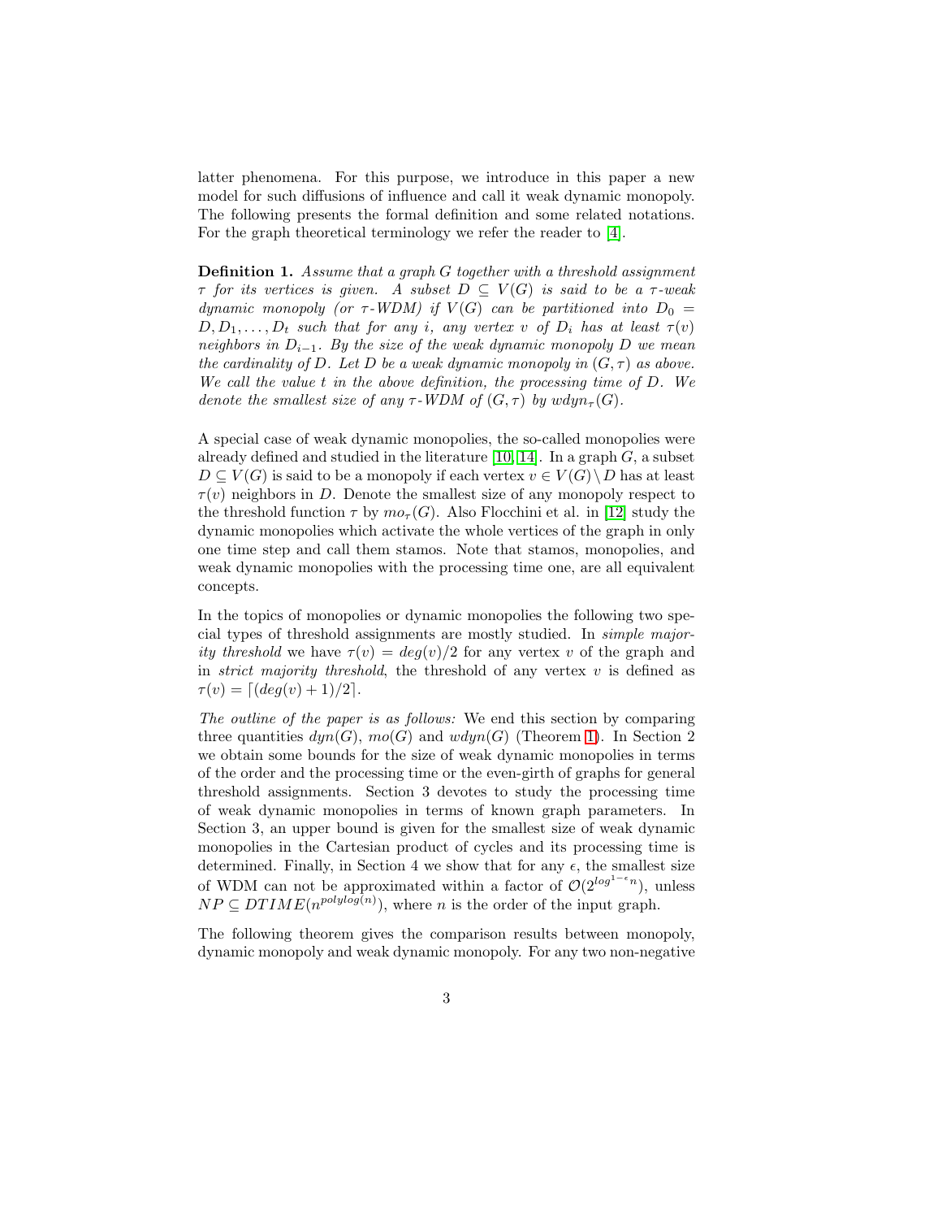latter phenomena. For this purpose, we introduce in this paper a new model for such diffusions of influence and call it weak dynamic monopoly. The following presents the formal definition and some related notations. For the graph theoretical terminology we refer the reader to [4].

**Definition 1.** *Assume that a graph $G$ together with a threshold assignment $\tau$ for its vertices is given. A subset $D \subseteq V(G)$ is said to be a $\tau$-weak dynamic monopoly (or $\tau$-WDM) if $V(G)$ can be partitioned into $D_0 = D, D_1, \ldots, D_t$ such that for any $i$, any vertex $v$ of $D_i$ has at least $\tau(v)$ neighbors in $D_{i-1}$. By the size of the weak dynamic monopoly $D$ we mean the cardinality of $D$. Let $D$ be a weak dynamic monopoly in $(G, \tau)$ as above. We call the value $t$ in the above definition, the processing time of $D$. We denote the smallest size of any $\tau$-WDM of $(G, \tau)$ by $wdyn_\tau(G)$.*

A special case of weak dynamic monopolies, the so-called monopolies were already defined and studied in the literature [10, 14]. In a graph $G$, a subset $D \subseteq V(G)$ is said to be a monopoly if each vertex $v \in V(G) \setminus D$ has at least $\tau(v)$ neighbors in $D$. Denote the smallest size of any monopoly respect to the threshold function $\tau$ by $mo_\tau(G)$. Also Flocchini et al. in [12] study the dynamic monopolies which activate the whole vertices of the graph in only one time step and call them stamos. Note that stamos, monopolies, and weak dynamic monopolies with the processing time one, are all equivalent concepts.

In the topics of monopolies or dynamic monopolies the following two special types of threshold assignments are mostly studied. In *simple majority threshold* we have $\tau(v) = deg(v)/2$ for any vertex $v$ of the graph and in *strict majority threshold*, the threshold of any vertex $v$ is defined as $\tau(v) = \lceil (deg(v) + 1)/2 \rceil$.

*The outline of the paper is as follows:* We end this section by comparing three quantities $dyn(G)$, $mo(G)$ and $wdyn(G)$ (Theorem 1). In Section 2 we obtain some bounds for the size of weak dynamic monopolies in terms of the order and the processing time or the even-girth of graphs for general threshold assignments. Section 3 devotes to study the processing time of weak dynamic monopolies in terms of known graph parameters. In Section 3, an upper bound is given for the smallest size of weak dynamic monopolies in the Cartesian product of cycles and its processing time is determined. Finally, in Section 4 we show that for any $\epsilon$, the smallest size of WDM can not be approximated within a factor of $\mathcal{O}(2^{log^{1-\epsilon} n})$, unless $NP \subseteq DTIME(n^{polylog(n)})$, where $n$ is the order of the input graph.

The following theorem gives the comparison results between monopoly, dynamic monopoly and weak dynamic monopoly. For any two non-negative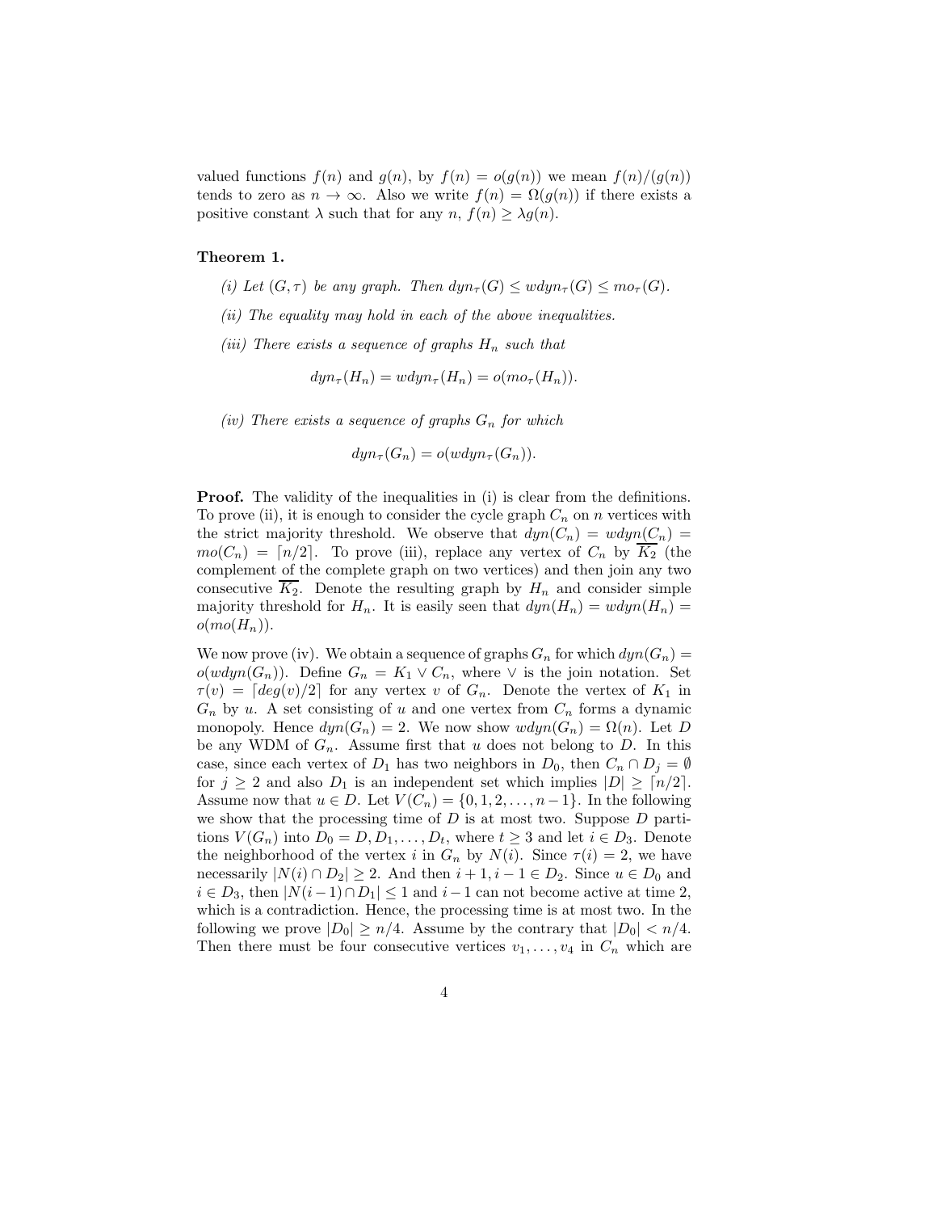valued functions $f(n)$ and $g(n)$, by $f(n) = o(g(n))$ we mean $f(n)/(g(n))$ tends to zero as $n \to \infty$. Also we write $f(n) = \Omega(g(n))$ if there exists a positive constant $\lambda$ such that for any $n$, $f(n) \geq \lambda g(n)$.

**Theorem 1.**

*(i) Let $(G, \tau)$ be any graph. Then $dyn_\tau(G) \leq wdyn_\tau(G) \leq mo_\tau(G)$.*

*(ii) The equality may hold in each of the above inequalities.*

*(iii) There exists a sequence of graphs $H_n$ such that*

$$dyn_\tau(H_n) = wdyn_\tau(H_n) = o(mo_\tau(H_n)).$$

*(iv) There exists a sequence of graphs $G_n$ for which*

$$dyn_\tau(G_n) = o(wdyn_\tau(G_n)).$$

**Proof.** The validity of the inequalities in (i) is clear from the definitions. To prove (ii), it is enough to consider the cycle graph $C_n$ on $n$ vertices with the strict majority threshold. We observe that $dyn(C_n) = wdyn(C_n) = mo(C_n) = \lceil n/2 \rceil$. To prove (iii), replace any vertex of $C_n$ by $\overline{K_2}$ (the complement of the complete graph on two vertices) and then join any two consecutive $\overline{K_2}$. Denote the resulting graph by $H_n$ and consider simple majority threshold for $H_n$. It is easily seen that $dyn(H_n) = wdyn(H_n) = o(mo(H_n))$.

We now prove (iv). We obtain a sequence of graphs $G_n$ for which $dyn(G_n) = o(wdyn(G_n))$. Define $G_n = K_1 \vee C_n$, where $\vee$ is the join notation. Set $\tau(v) = \lceil deg(v)/2 \rceil$ for any vertex $v$ of $G_n$. Denote the vertex of $K_1$ in $G_n$ by $u$. A set consisting of $u$ and one vertex from $C_n$ forms a dynamic monopoly. Hence $dyn(G_n) = 2$. We now show $wdyn(G_n) = \Omega(n)$. Let $D$ be any WDM of $G_n$. Assume first that $u$ does not belong to $D$. In this case, since each vertex of $D_1$ has two neighbors in $D_0$, then $C_n \cap D_j = \emptyset$ for $j \geq 2$ and also $D_1$ is an independent set which implies $|D| \geq \lceil n/2 \rceil$. Assume now that $u \in D$. Let $V(C_n) = \{0, 1, 2, \ldots, n-1\}$. In the following we show that the processing time of $D$ is at most two. Suppose $D$ partitions $V(G_n)$ into $D_0 = D, D_1, \ldots, D_t$, where $t \geq 3$ and let $i \in D_3$. Denote the neighborhood of the vertex $i$ in $G_n$ by $N(i)$. Since $\tau(i) = 2$, we have necessarily $|N(i) \cap D_2| \geq 2$. And then $i+1, i-1 \in D_2$. Since $u \in D_0$ and $i \in D_3$, then $|N(i-1) \cap D_1| \leq 1$ and $i-1$ can not become active at time 2, which is a contradiction. Hence, the processing time is at most two. In the following we prove $|D_0| \geq n/4$. Assume by the contrary that $|D_0| < n/4$. Then there must be four consecutive vertices $v_1, \ldots, v_4$ in $C_n$ which are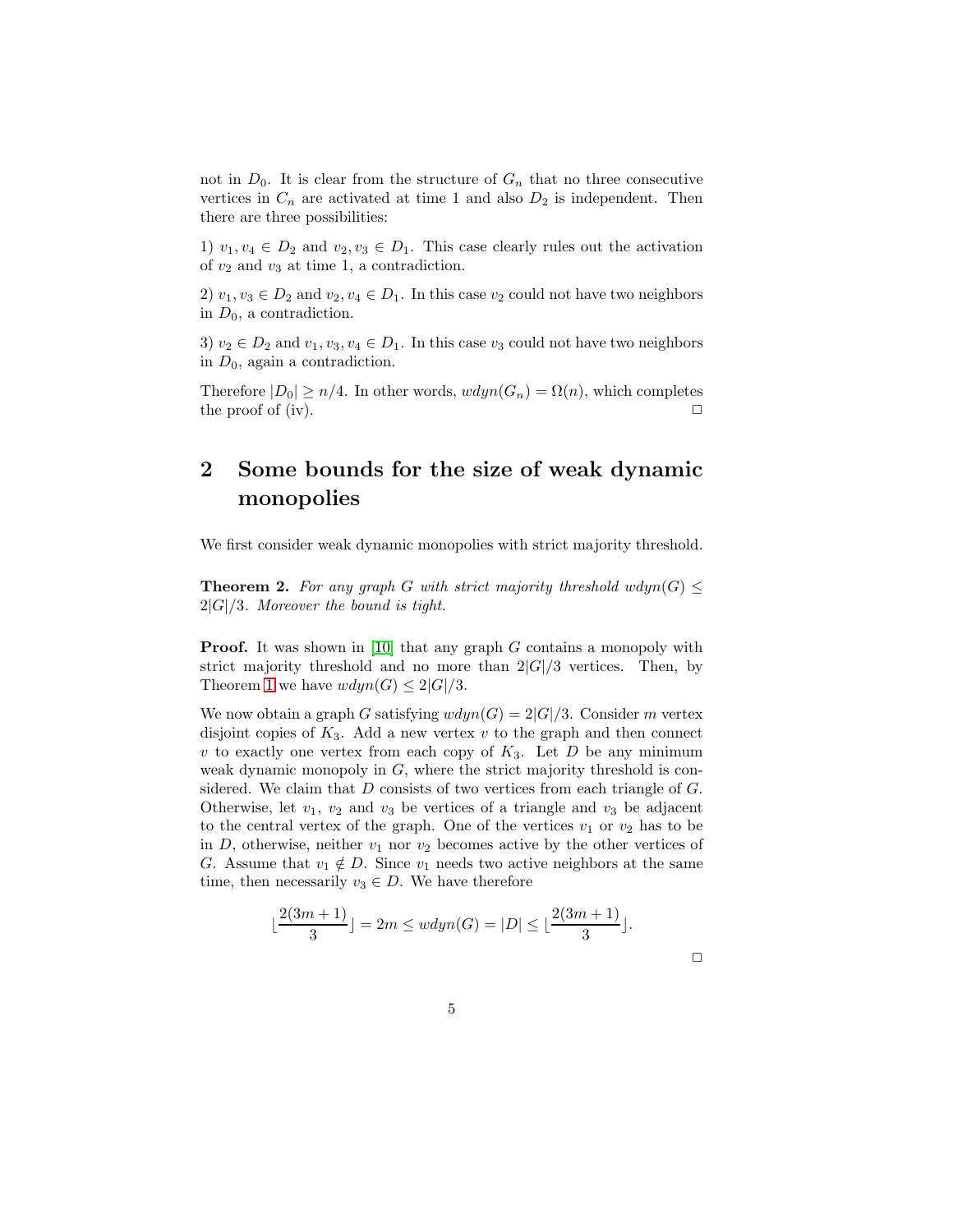not in $D_0$. It is clear from the structure of $G_n$ that no three consecutive vertices in $C_n$ are activated at time 1 and also $D_2$ is independent. Then there are three possibilities:

1) $v_1, v_4 \in D_2$ and $v_2, v_3 \in D_1$. This case clearly rules out the activation of $v_2$ and $v_3$ at time 1, a contradiction.

2) $v_1, v_3 \in D_2$ and $v_2, v_4 \in D_1$. In this case $v_2$ could not have two neighbors in $D_0$, a contradiction.

3) $v_2 \in D_2$ and $v_1, v_3, v_4 \in D_1$. In this case $v_3$ could not have two neighbors in $D_0$, again a contradiction.

Therefore $|D_0| \geq n/4$. In other words, $wdyn(G_n) = \Omega(n)$, which completes the proof of (iv). □

## 2 Some bounds for the size of weak dynamic monopolies

We first consider weak dynamic monopolies with strict majority threshold.

**Theorem 2.** *For any graph $G$ with strict majority threshold $wdyn(G) \leq 2|G|/3$. Moreover the bound is tight.*

**Proof.** It was shown in [10] that any graph $G$ contains a monopoly with strict majority threshold and no more than $2|G|/3$ vertices. Then, by Theorem 1 we have $wdyn(G) \leq 2|G|/3$.

We now obtain a graph $G$ satisfying $wdyn(G) = 2|G|/3$. Consider $m$ vertex disjoint copies of $K_3$. Add a new vertex $v$ to the graph and then connect $v$ to exactly one vertex from each copy of $K_3$. Let $D$ be any minimum weak dynamic monopoly in $G$, where the strict majority threshold is considered. We claim that $D$ consists of two vertices from each triangle of $G$. Otherwise, let $v_1$, $v_2$ and $v_3$ be vertices of a triangle and $v_3$ be adjacent to the central vertex of the graph. One of the vertices $v_1$ or $v_2$ has to be in $D$, otherwise, neither $v_1$ nor $v_2$ becomes active by the other vertices of $G$. Assume that $v_1 \notin D$. Since $v_1$ needs two active neighbors at the same time, then necessarily $v_3 \in D$. We have therefore

$$\lfloor \frac{2(3m+1)}{3} \rfloor = 2m \leq wdyn(G) = |D| \leq \lfloor \frac{2(3m+1)}{3} \rfloor.$$

□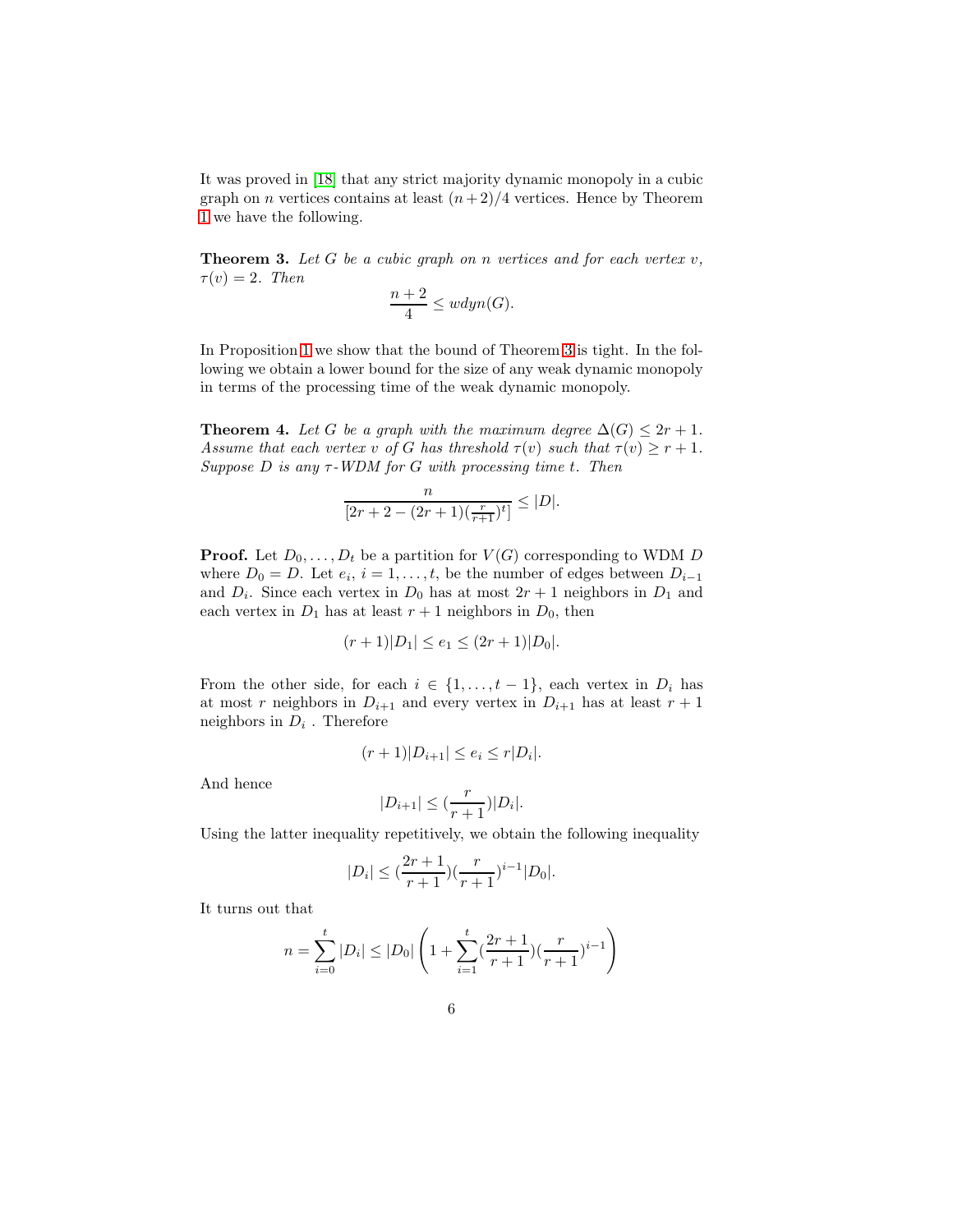It was proved in [18] that any strict majority dynamic monopoly in a cubic graph on $n$ vertices contains at least $(n+2)/4$ vertices. Hence by Theorem 1 we have the following.

**Theorem 3.** *Let $G$ be a cubic graph on $n$ vertices and for each vertex $v$, $\tau(v) = 2$. Then*

$$\frac{n+2}{4} \leq wdyn(G).$$

In Proposition 1 we show that the bound of Theorem 3 is tight. In the following we obtain a lower bound for the size of any weak dynamic monopoly in terms of the processing time of the weak dynamic monopoly.

**Theorem 4.** *Let $G$ be a graph with the maximum degree $\Delta(G) \leq 2r+1$. Assume that each vertex $v$ of $G$ has threshold $\tau(v)$ such that $\tau(v) \geq r+1$. Suppose $D$ is any $\tau$-WDM for $G$ with processing time $t$. Then*

$$\frac{n}{[2r+2-(2r+1)(\frac{r}{r+1})^t]} \leq |D|.$$

**Proof.** Let $D_0, \ldots, D_t$ be a partition for $V(G)$ corresponding to WDM $D$ where $D_0 = D$. Let $e_i$, $i = 1, \ldots, t$, be the number of edges between $D_{i-1}$ and $D_i$. Since each vertex in $D_0$ has at most $2r+1$ neighbors in $D_1$ and each vertex in $D_1$ has at least $r+1$ neighbors in $D_0$, then

$$(r+1)|D_1| \leq e_1 \leq (2r+1)|D_0|.$$

From the other side, for each $i \in \{1, \ldots, t-1\}$, each vertex in $D_i$ has at most $r$ neighbors in $D_{i+1}$ and every vertex in $D_{i+1}$ has at least $r+1$ neighbors in $D_i$ . Therefore

$$(r+1)|D_{i+1}| \leq e_i \leq r|D_i|.$$

And hence

$$|D_{i+1}| \leq (\frac{r}{r+1})|D_i|.$$

Using the latter inequality repetitively, we obtain the following inequality

$$|D_i| \leq (\frac{2r+1}{r+1})(\frac{r}{r+1})^{i-1}|D_0|.$$

It turns out that

$$n = \sum_{i=0}^{t} |D_i| \leq |D_0| \left(1 + \sum_{i=1}^{t} (\frac{2r+1}{r+1})(\frac{r}{r+1})^{i-1}\right)$$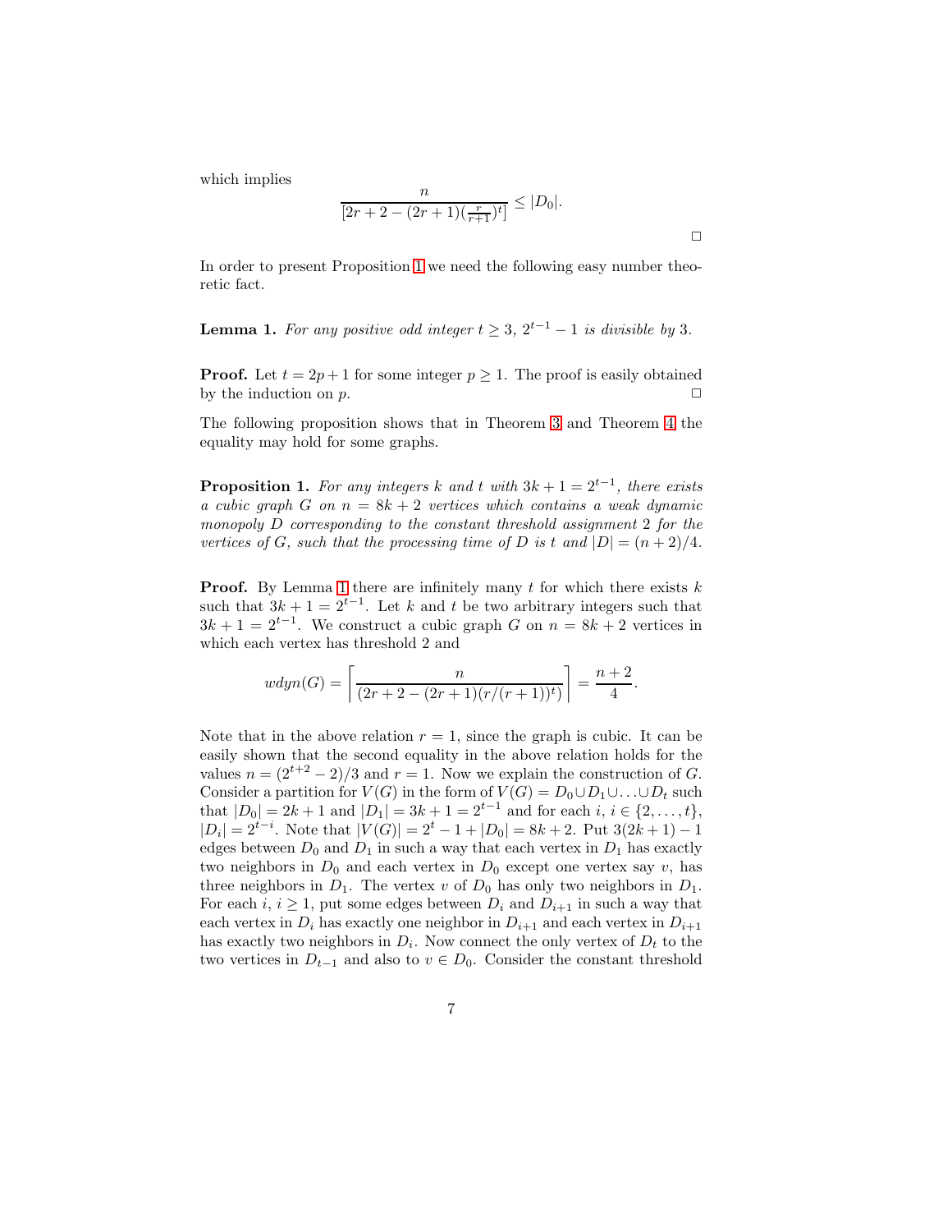which implies

$$\frac{n}{[2r+2-(2r+1)(\frac{r}{r+1})^t]} \le |D_0|.$$

□

In order to present Proposition 1 we need the following easy number theoretic fact.

**Lemma 1.** *For any positive odd integer $t \ge 3$, $2^{t-1}-1$ is divisible by 3.*

**Proof.** Let $t = 2p+1$ for some integer $p \ge 1$. The proof is easily obtained by the induction on $p$. □

The following proposition shows that in Theorem 3 and Theorem 4 the equality may hold for some graphs.

**Proposition 1.** *For any integers $k$ and $t$ with $3k+1 = 2^{t-1}$, there exists a cubic graph $G$ on $n = 8k+2$ vertices which contains a weak dynamic monopoly $D$ corresponding to the constant threshold assignment 2 for the vertices of $G$, such that the processing time of $D$ is $t$ and $|D| = (n+2)/4$.*

**Proof.** By Lemma 1 there are infinitely many $t$ for which there exists $k$ such that $3k+1 = 2^{t-1}$. Let $k$ and $t$ be two arbitrary integers such that $3k+1 = 2^{t-1}$. We construct a cubic graph $G$ on $n = 8k+2$ vertices in which each vertex has threshold 2 and

$$wdyn(G) = \left\lceil \frac{n}{(2r+2-(2r+1)(r/(r+1))^t)} \right\rceil = \frac{n+2}{4}.$$

Note that in the above relation $r = 1$, since the graph is cubic. It can be easily shown that the second equality in the above relation holds for the values $n = (2^{t+2}-2)/3$ and $r = 1$. Now we explain the construction of $G$. Consider a partition for $V(G)$ in the form of $V(G) = D_0 \cup D_1 \cup \ldots \cup D_t$ such that $|D_0| = 2k+1$ and $|D_1| = 3k+1 = 2^{t-1}$ and for each $i$, $i \in \{2, \ldots, t\}$, $|D_i| = 2^{t-i}$. Note that $|V(G)| = 2^t - 1 + |D_0| = 8k+2$. Put $3(2k+1)-1$ edges between $D_0$ and $D_1$ in such a way that each vertex in $D_1$ has exactly two neighbors in $D_0$ and each vertex in $D_0$ except one vertex say $v$, has three neighbors in $D_1$. The vertex $v$ of $D_0$ has only two neighbors in $D_1$. For each $i$, $i \ge 1$, put some edges between $D_i$ and $D_{i+1}$ in such a way that each vertex in $D_i$ has exactly one neighbor in $D_{i+1}$ and each vertex in $D_{i+1}$ has exactly two neighbors in $D_i$. Now connect the only vertex of $D_t$ to the two vertices in $D_{t-1}$ and also to $v \in D_0$. Consider the constant threshold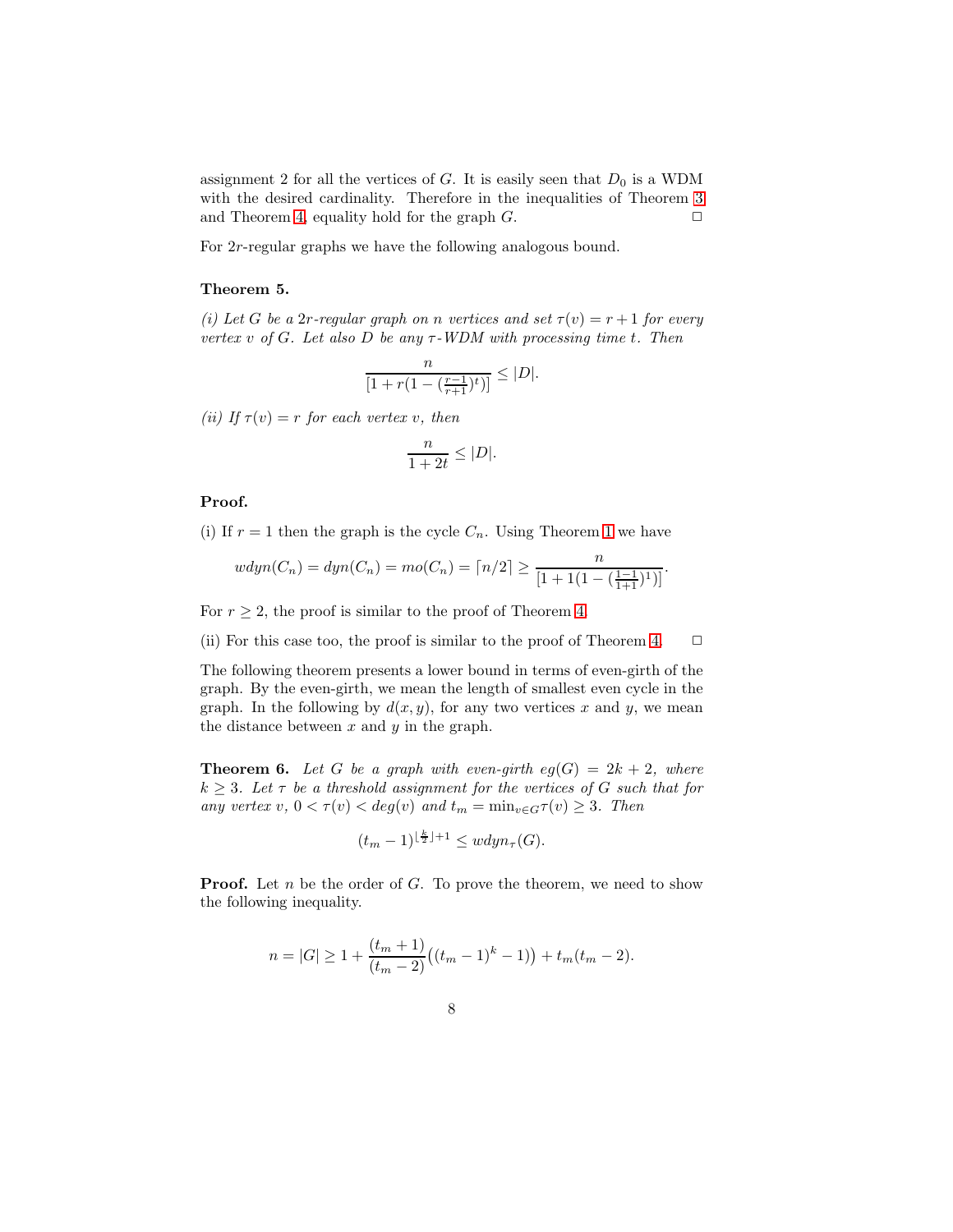assignment 2 for all the vertices of $G$. It is easily seen that $D_0$ is a WDM with the desired cardinality. Therefore in the inequalities of Theorem 3 and Theorem 4, equality hold for the graph $G$. $\square$

For $2r$-regular graphs we have the following analogous bound.

**Theorem 5.**

*(i) Let $G$ be a $2r$-regular graph on $n$ vertices and set $\tau(v) = r+1$ for every vertex $v$ of $G$. Let also $D$ be any $\tau$-WDM with processing time $t$. Then*

$$\frac{n}{[1 + r(1 - (\frac{r-1}{r+1})^t)]} \leq |D|.$$

*(ii) If $\tau(v) = r$ for each vertex $v$, then*

$$\frac{n}{1+2t} \leq |D|.$$

**Proof.**

(i) If $r = 1$ then the graph is the cycle $C_n$. Using Theorem 1 we have

$$wdyn(C_n) = dyn(C_n) = mo(C_n) = \lceil n/2 \rceil \geq \frac{n}{[1 + 1(1 - (\frac{1-1}{1+1})^1)]}.$$

For $r \geq 2$, the proof is similar to the proof of Theorem 4.

(ii) For this case too, the proof is similar to the proof of Theorem 4. $\square$

The following theorem presents a lower bound in terms of even-girth of the graph. By the even-girth, we mean the length of smallest even cycle in the graph. In the following by $d(x, y)$, for any two vertices $x$ and $y$, we mean the distance between $x$ and $y$ in the graph.

**Theorem 6.** *Let $G$ be a graph with even-girth $eg(G) = 2k+2$, where $k \geq 3$. Let $\tau$ be a threshold assignment for the vertices of $G$ such that for any vertex $v$, $0 < \tau(v) < deg(v)$ and $t_m = \min_{v \in G} \tau(v) \geq 3$. Then*

$$(t_m - 1)^{\lfloor \frac{k}{2} \rfloor + 1} \leq wdyn_\tau(G).$$

**Proof.** Let $n$ be the order of $G$. To prove the theorem, we need to show the following inequality.

$$n = |G| \geq 1 + \frac{(t_m + 1)}{(t_m - 2)}\big((t_m - 1)^k - 1\big) + t_m(t_m - 2).$$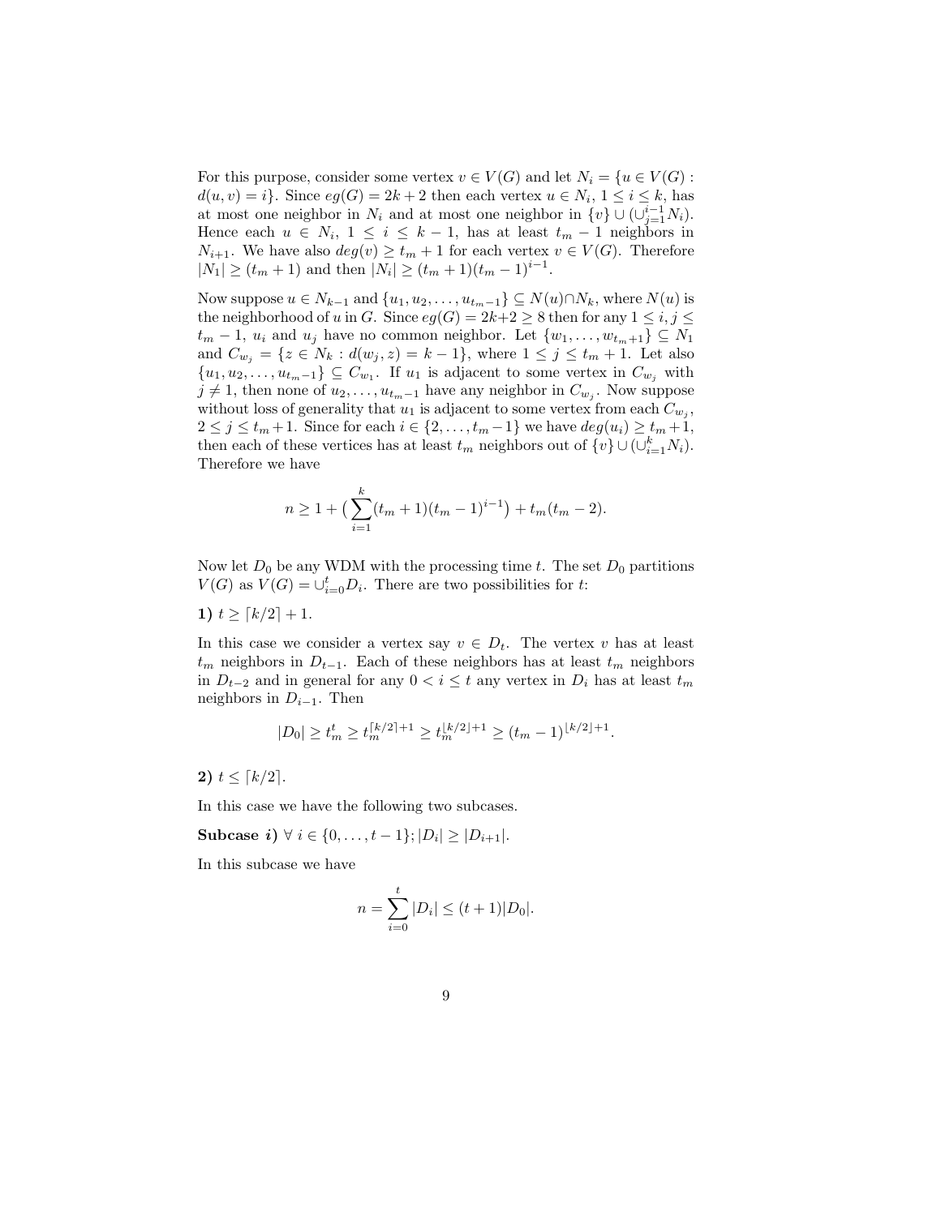For this purpose, consider some vertex $v \in V(G)$ and let $N_i = \{u \in V(G) : d(u,v) = i\}$. Since $eg(G) = 2k+2$ then each vertex $u \in N_i$, $1 \leq i \leq k$, has at most one neighbor in $N_i$ and at most one neighbor in $\{v\} \cup (\cup_{j=1}^{i-1} N_i)$. Hence each $u \in N_i$, $1 \leq i \leq k-1$, has at least $t_m - 1$ neighbors in $N_{i+1}$. We have also $deg(v) \geq t_m + 1$ for each vertex $v \in V(G)$. Therefore $|N_1| \geq (t_m + 1)$ and then $|N_i| \geq (t_m+1)(t_m-1)^{i-1}$.

Now suppose $u \in N_{k-1}$ and $\{u_1, u_2, \ldots, u_{t_m-1}\} \subseteq N(u) \cap N_k$, where $N(u)$ is the neighborhood of $u$ in $G$. Since $eg(G) = 2k+2 \geq 8$ then for any $1 \leq i, j \leq t_m - 1$, $u_i$ and $u_j$ have no common neighbor. Let $\{w_1, \ldots, w_{t_m+1}\} \subseteq N_1$ and $C_{w_j} = \{z \in N_k : d(w_j, z) = k-1\}$, where $1 \leq j \leq t_m + 1$. Let also $\{u_1, u_2, \ldots, u_{t_m-1}\} \subseteq C_{w_1}$. If $u_1$ is adjacent to some vertex in $C_{w_j}$ with $j \neq 1$, then none of $u_2, \ldots, u_{t_m-1}$ have any neighbor in $C_{w_j}$. Now suppose without loss of generality that $u_1$ is adjacent to some vertex from each $C_{w_j}$, $2 \leq j \leq t_m + 1$. Since for each $i \in \{2, \ldots, t_m - 1\}$ we have $deg(u_i) \geq t_m + 1$, then each of these vertices has at least $t_m$ neighbors out of $\{v\} \cup (\cup_{i=1}^{k} N_i)$. Therefore we have

$$n \geq 1 + \big(\sum_{i=1}^{k} (t_m+1)(t_m-1)^{i-1}\big) + t_m(t_m-2).$$

Now let $D_0$ be any WDM with the processing time $t$. The set $D_0$ partitions $V(G)$ as $V(G) = \cup_{i=0}^{t} D_i$. There are two possibilities for $t$:

**1)** $t \geq \lceil k/2 \rceil + 1$.

In this case we consider a vertex say $v \in D_t$. The vertex $v$ has at least $t_m$ neighbors in $D_{t-1}$. Each of these neighbors has at least $t_m$ neighbors in $D_{t-2}$ and in general for any $0 < i \leq t$ any vertex in $D_i$ has at least $t_m$ neighbors in $D_{i-1}$. Then

$$|D_0| \geq t_m^t \geq t_m^{\lceil k/2 \rceil + 1} \geq t_m^{\lfloor k/2 \rfloor + 1} \geq (t_m - 1)^{\lfloor k/2 \rfloor + 1}.$$

**2)** $t \leq \lceil k/2 \rceil$.

In this case we have the following two subcases.

**Subcase *i*)** $\forall\ i \in \{0, \ldots, t-1\}; |D_i| \geq |D_{i+1}|$.

In this subcase we have

$$n = \sum_{i=0}^{t} |D_i| \leq (t+1)|D_0|.$$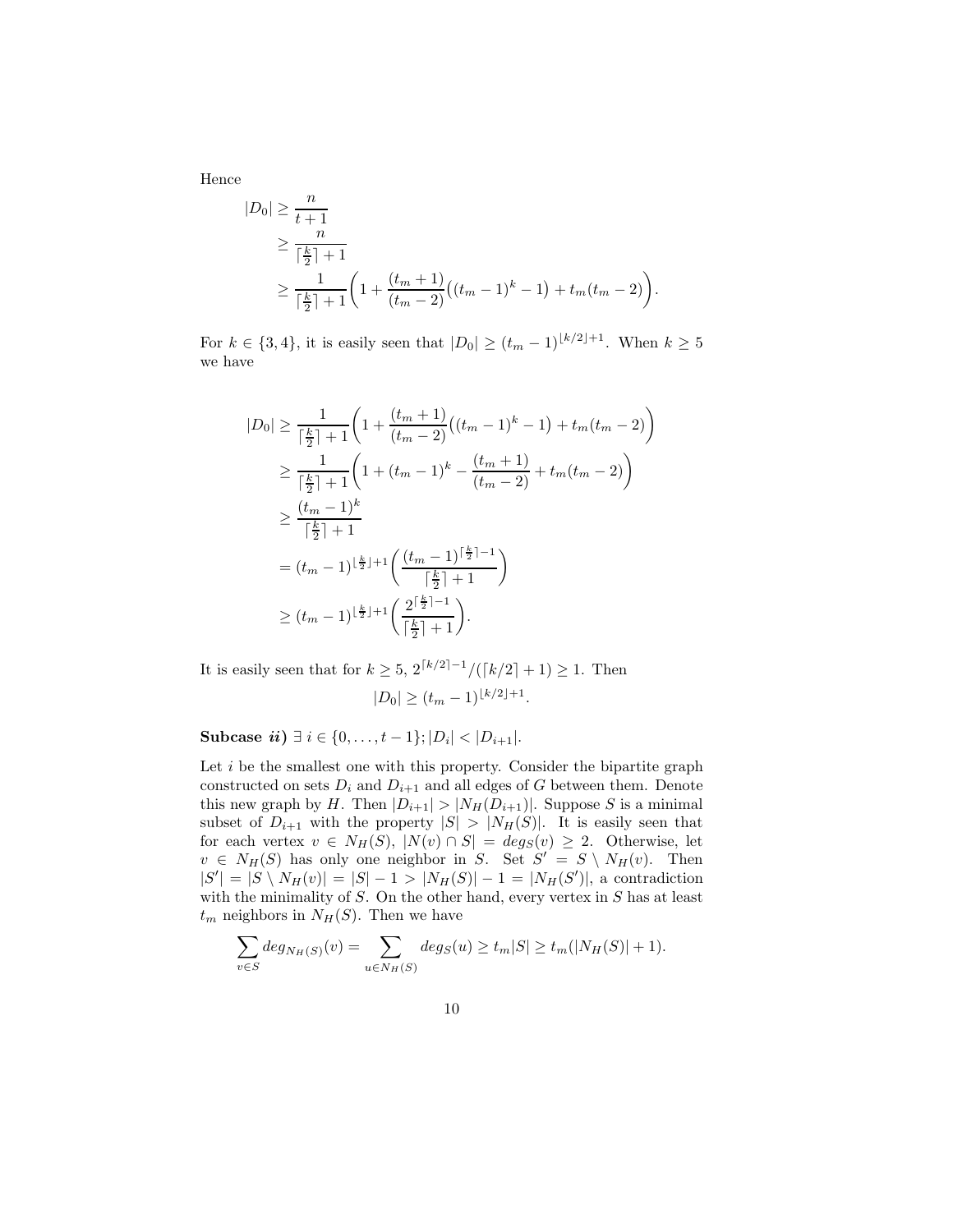Hence

$$
\begin{aligned}
|D_0| &\geq \frac{n}{t+1} \\
&\geq \frac{n}{\lceil \frac{k}{2} \rceil + 1} \\
&\geq \frac{1}{\lceil \frac{k}{2} \rceil + 1}\bigg(1 + \frac{(t_m+1)}{(t_m-2)}\big((t_m-1)^k - 1\big) + t_m(t_m-2)\bigg).
\end{aligned}
$$

For $k \in \{3, 4\}$, it is easily seen that $|D_0| \geq (t_m - 1)^{\lfloor k/2 \rfloor + 1}$. When $k \geq 5$ we have

$$
\begin{aligned}
|D_0| &\geq \frac{1}{\lceil \frac{k}{2} \rceil + 1}\bigg(1 + \frac{(t_m+1)}{(t_m-2)}\big((t_m-1)^k - 1\big) + t_m(t_m-2)\bigg) \\
&\geq \frac{1}{\lceil \frac{k}{2} \rceil + 1}\bigg(1 + (t_m-1)^k - \frac{(t_m+1)}{(t_m-2)} + t_m(t_m-2)\bigg) \\
&\geq \frac{(t_m-1)^k}{\lceil \frac{k}{2} \rceil + 1} \\
&= (t_m-1)^{\lfloor \frac{k}{2} \rfloor + 1}\bigg(\frac{(t_m-1)^{\lceil \frac{k}{2} \rceil - 1}}{\lceil \frac{k}{2} \rceil + 1}\bigg) \\
&\geq (t_m-1)^{\lfloor \frac{k}{2} \rfloor + 1}\bigg(\frac{2^{\lceil \frac{k}{2} \rceil - 1}}{\lceil \frac{k}{2} \rceil + 1}\bigg).
\end{aligned}
$$

It is easily seen that for $k \geq 5$, $2^{\lceil k/2 \rceil - 1}/(\lceil k/2 \rceil + 1) \geq 1$. Then

$$|D_0| \geq (t_m - 1)^{\lfloor k/2 \rfloor + 1}.$$

**Subcase *ii*)** $\exists\, i \in \{0, \ldots, t-1\}; |D_i| < |D_{i+1}|$.

Let $i$ be the smallest one with this property. Consider the bipartite graph constructed on sets $D_i$ and $D_{i+1}$ and all edges of $G$ between them. Denote this new graph by $H$. Then $|D_{i+1}| > |N_H(D_{i+1})|$. Suppose $S$ is a minimal subset of $D_{i+1}$ with the property $|S| > |N_H(S)|$. It is easily seen that for each vertex $v \in N_H(S)$, $|N(v) \cap S| = deg_S(v) \geq 2$. Otherwise, let $v \in N_H(S)$ has only one neighbor in $S$. Set $S' = S \setminus N_H(v)$. Then $|S'| = |S \setminus N_H(v)| = |S| - 1 > |N_H(S)| - 1 = |N_H(S')|$, a contradiction with the minimality of $S$. On the other hand, every vertex in $S$ has at least $t_m$ neighbors in $N_H(S)$. Then we have

$$\sum_{v \in S} deg_{N_H(S)}(v) = \sum_{u \in N_H(S)} deg_S(u) \geq t_m|S| \geq t_m(|N_H(S)| + 1).$$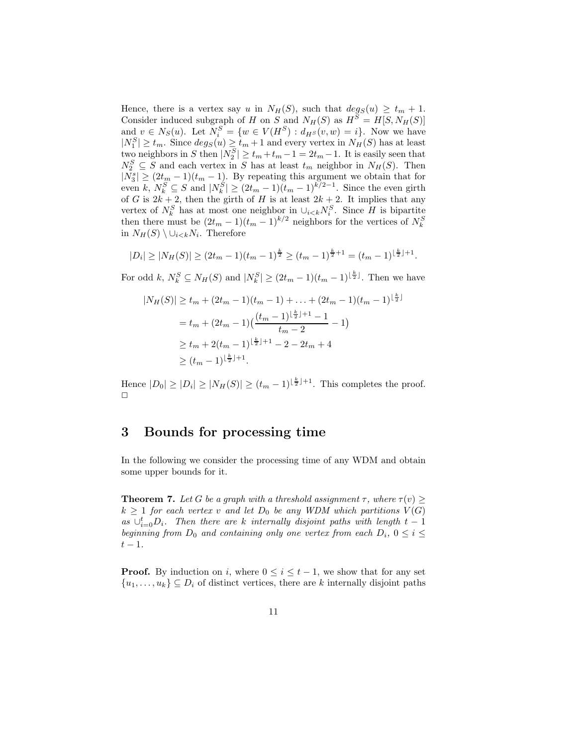Hence, there is a vertex say $u$ in $N_H(S)$, such that $deg_S(u) \geq t_m + 1$. Consider induced subgraph of $H$ on $S$ and $N_H(S)$ as $H^S = H[S, N_H(S)]$ and $v \in N_S(u)$. Let $N_i^S = \{w \in V(H^S) : d_{H^S}(v, w) = i\}$. Now we have $|N_1^S| \geq t_m$. Since $deg_S(u) \geq t_m + 1$ and every vertex in $N_H(S)$ has at least two neighbors in $S$ then $|N_2^S| \geq t_m + t_m - 1 = 2t_m - 1$. It is easily seen that $N_2^S \subseteq S$ and each vertex in $S$ has at least $t_m$ neighbor in $N_H(S)$. Then $|N_3^s| \geq (2t_m - 1)(t_m - 1)$. By repeating this argument we obtain that for even $k$, $N_k^S \subseteq S$ and $|N_k^S| \geq (2t_m - 1)(t_m - 1)^{k/2-1}$. Since the even girth of $G$ is $2k + 2$, then the girth of $H$ is at least $2k + 2$. It implies that any vertex of $N_k^S$ has at most one neighbor in $\cup_{i<k} N_i^S$. Since $H$ is bipartite then there must be $(2t_m - 1)(t_m - 1)^{k/2}$ neighbors for the vertices of $N_k^S$ in $N_H(S) \setminus \cup_{i<k} N_i$. Therefore

$$|D_i| \geq |N_H(S)| \geq (2t_m - 1)(t_m - 1)^{\frac{k}{2}} \geq (t_m - 1)^{\frac{k}{2}+1} = (t_m - 1)^{\lfloor \frac{k}{2} \rfloor + 1}.$$

For odd $k$, $N_k^S \subseteq N_H(S)$ and $|N_k^S| \geq (2t_m - 1)(t_m - 1)^{\lfloor \frac{k}{2} \rfloor}$. Then we have

$$\begin{aligned}
|N_H(S)| &\geq t_m + (2t_m - 1)(t_m - 1) + \ldots + (2t_m - 1)(t_m - 1)^{\lfloor \frac{k}{2} \rfloor} \\
&= t_m + (2t_m - 1)\Big(\frac{(t_m - 1)^{\lfloor \frac{k}{2} \rfloor + 1} - 1}{t_m - 2} - 1\Big) \\
&\geq t_m + 2(t_m - 1)^{\lfloor \frac{k}{2} \rfloor + 1} - 2 - 2t_m + 4 \\
&\geq (t_m - 1)^{\lfloor \frac{k}{2} \rfloor + 1}.
\end{aligned}$$

Hence $|D_0| \geq |D_i| \geq |N_H(S)| \geq (t_m - 1)^{\lfloor \frac{k}{2} \rfloor + 1}$. This completes the proof. □

# 3 Bounds for processing time

In the following we consider the processing time of any WDM and obtain some upper bounds for it.

**Theorem 7.** *Let $G$ be a graph with a threshold assignment $\tau$, where $\tau(v) \geq k \geq 1$ for each vertex $v$ and let $D_0$ be any WDM which partitions $V(G)$ as $\cup_{i=0}^t D_i$. Then there are $k$ internally disjoint paths with length $t - 1$ beginning from $D_0$ and containing only one vertex from each $D_i$, $0 \leq i \leq t - 1$.*

**Proof.** By induction on $i$, where $0 \leq i \leq t - 1$, we show that for any set $\{u_1, \ldots, u_k\} \subseteq D_i$ of distinct vertices, there are $k$ internally disjoint paths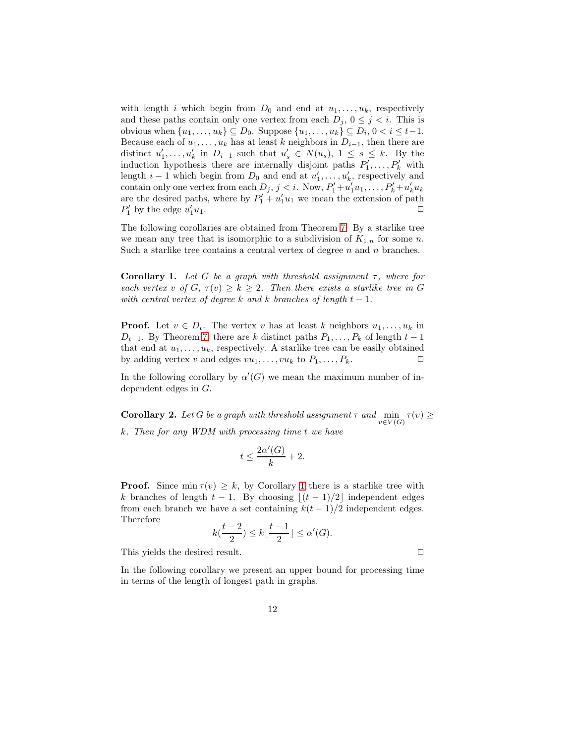with length $i$ which begin from $D_0$ and end at $u_1, \ldots, u_k$, respectively and these paths contain only one vertex from each $D_j$, $0 \leq j < i$. This is obvious when $\{u_1, \ldots, u_k\} \subseteq D_0$. Suppose $\{u_1, \ldots, u_k\} \subseteq D_i$, $0 < i \leq t-1$. Because each of $u_1, \ldots, u_k$ has at least $k$ neighbors in $D_{i-1}$, then there are distinct $u'_1, \ldots, u'_k$ in $D_{i-1}$ such that $u'_s \in N(u_s)$, $1 \leq s \leq k$. By the induction hypothesis there are internally disjoint paths $P'_1, \ldots, P'_k$ with length $i-1$ which begin from $D_0$ and end at $u'_1, \ldots, u'_k$, respectively and contain only one vertex from each $D_j$, $j < i$. Now, $P'_1 + u'_1 u_1, \ldots, P'_k + u'_k u_k$ are the desired paths, where by $P'_1 + u'_1 u_1$ we mean the extension of path $P'_1$ by the edge $u'_1 u_1$. □

The following corollaries are obtained from Theorem 7. By a starlike tree we mean any tree that is isomorphic to a subdivision of $K_{1,n}$ for some $n$. Such a starlike tree contains a central vertex of degree $n$ and $n$ branches.

**Corollary 1.** *Let $G$ be a graph with threshold assignment $\tau$, where for each vertex $v$ of $G$, $\tau(v) \geq k \geq 2$. Then there exists a starlike tree in $G$ with central vertex of degree $k$ and $k$ branches of length $t-1$.*

**Proof.** Let $v \in D_t$. The vertex $v$ has at least $k$ neighbors $u_1, \ldots, u_k$ in $D_{t-1}$. By Theorem 7, there are $k$ distinct paths $P_1, \ldots, P_k$ of length $t-1$ that end at $u_1, \ldots, u_k$, respectively. A starlike tree can be easily obtained by adding vertex $v$ and edges $vu_1, \ldots, vu_k$ to $P_1, \ldots, P_k$. □

In the following corollary by $\alpha'(G)$ we mean the maximum number of independent edges in $G$.

**Corollary 2.** *Let $G$ be a graph with threshold assignment $\tau$ and $\min\limits_{v \in V(G)} \tau(v) \geq k$. Then for any WDM with processing time $t$ we have*

$$t \leq \frac{2\alpha'(G)}{k} + 2.$$

**Proof.** Since $\min \tau(v) \geq k$, by Corollary 1 there is a starlike tree with $k$ branches of length $t-1$. By choosing $\lfloor (t-1)/2 \rfloor$ independent edges from each branch we have a set containing $k(t-1)/2$ independent edges. Therefore

$$k(\frac{t-2}{2}) \leq k \lfloor \frac{t-1}{2} \rfloor \leq \alpha'(G).$$

This yields the desired result. □

In the following corollary we present an upper bound for processing time in terms of the length of longest path in graphs.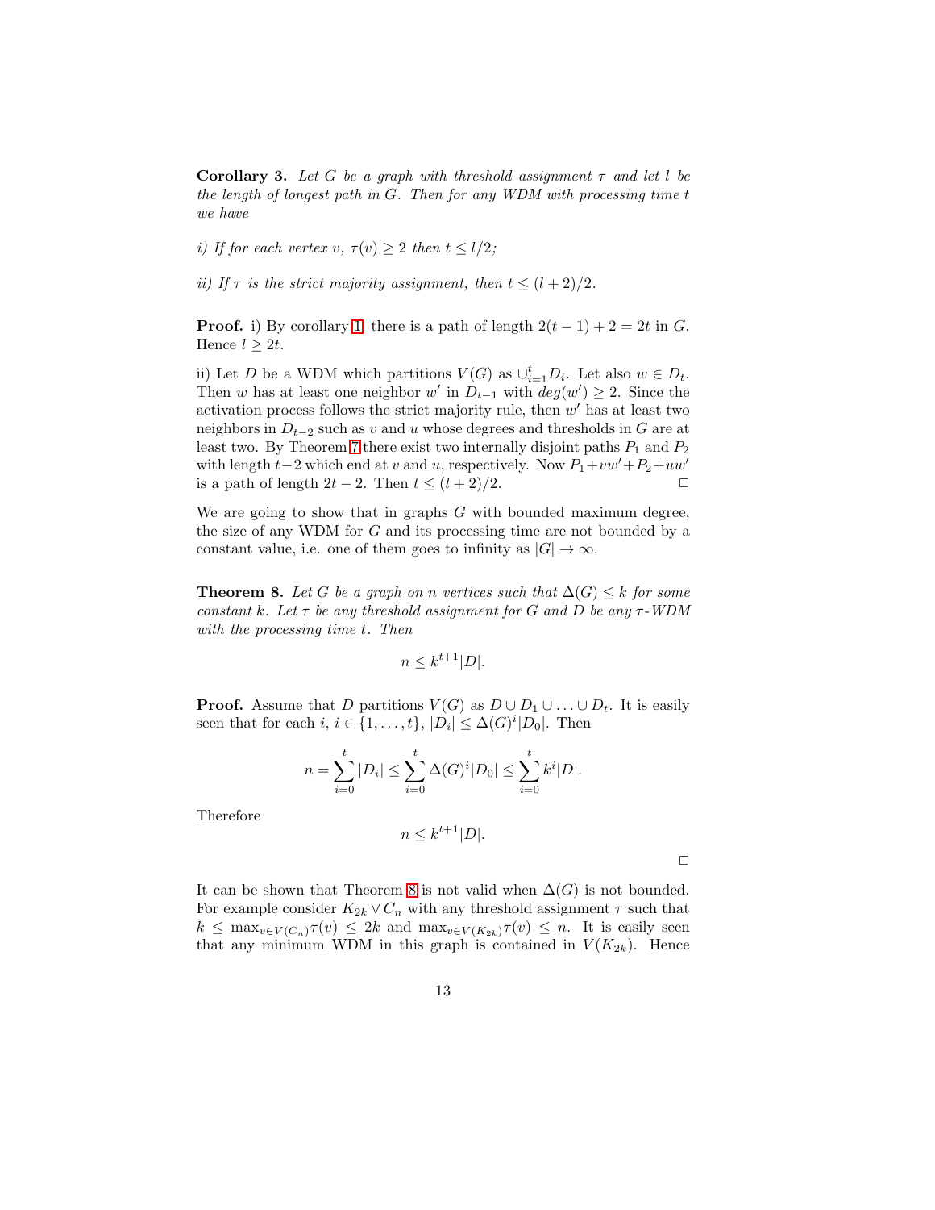**Corollary 3.** *Let $G$ be a graph with threshold assignment $\tau$ and let $l$ be the length of longest path in $G$. Then for any WDM with processing time $t$ we have*

*i) If for each vertex $v$, $\tau(v) \geq 2$ then $t \leq l/2$;*

*ii) If $\tau$ is the strict majority assignment, then $t \leq (l+2)/2$.*

**Proof.** i) By corollary 1, there is a path of length $2(t-1)+2 = 2t$ in $G$. Hence $l \geq 2t$.

ii) Let $D$ be a WDM which partitions $V(G)$ as $\cup_{i=1}^{t} D_i$. Let also $w \in D_t$. Then $w$ has at least one neighbor $w'$ in $D_{t-1}$ with $deg(w') \geq 2$. Since the activation process follows the strict majority rule, then $w'$ has at least two neighbors in $D_{t-2}$ such as $v$ and $u$ whose degrees and thresholds in $G$ are at least two. By Theorem 7 there exist two internally disjoint paths $P_1$ and $P_2$ with length $t-2$ which end at $v$ and $u$, respectively. Now $P_1 + vw' + P_2 + uw'$ is a path of length $2t-2$. Then $t \leq (l+2)/2$. □

We are going to show that in graphs $G$ with bounded maximum degree, the size of any WDM for $G$ and its processing time are not bounded by a constant value, i.e. one of them goes to infinity as $|G| \to \infty$.

**Theorem 8.** *Let $G$ be a graph on $n$ vertices such that $\Delta(G) \leq k$ for some constant $k$. Let $\tau$ be any threshold assignment for $G$ and $D$ be any $\tau$-WDM with the processing time $t$. Then*

$$n \leq k^{t+1}|D|.$$

**Proof.** Assume that $D$ partitions $V(G)$ as $D \cup D_1 \cup \ldots \cup D_t$. It is easily seen that for each $i$, $i \in \{1, \ldots, t\}$, $|D_i| \leq \Delta(G)^i |D_0|$. Then

$$n = \sum_{i=0}^{t} |D_i| \leq \sum_{i=0}^{t} \Delta(G)^i |D_0| \leq \sum_{i=0}^{t} k^i |D|.$$

Therefore

$$n \leq k^{t+1}|D|.$$

□

It can be shown that Theorem 8 is not valid when $\Delta(G)$ is not bounded. For example consider $K_{2k} \vee C_n$ with any threshold assignment $\tau$ such that $k \leq \max_{v \in V(C_n)} \tau(v) \leq 2k$ and $\max_{v \in V(K_{2k})} \tau(v) \leq n$. It is easily seen that any minimum WDM in this graph is contained in $V(K_{2k})$. Hence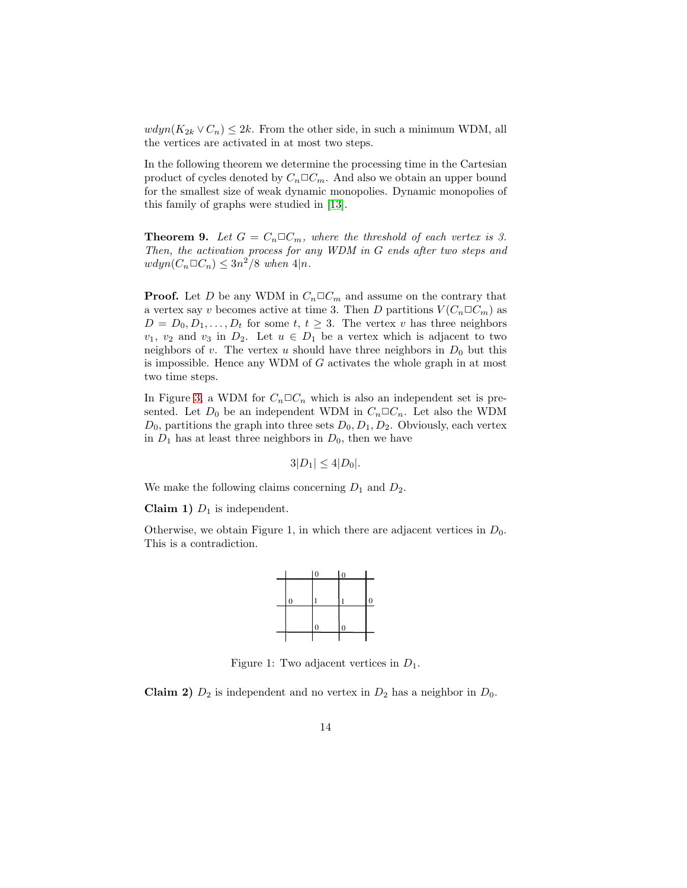$wdyn(K_{2k} \vee C_n) \leq 2k$. From the other side, in such a minimum WDM, all the vertices are activated in at most two steps.

In the following theorem we determine the processing time in the Cartesian product of cycles denoted by $C_n \square C_m$. And also we obtain an upper bound for the smallest size of weak dynamic monopolies. Dynamic monopolies of this family of graphs were studied in [13].

**Theorem 9.** *Let $G = C_n \square C_m$, where the threshold of each vertex is 3. Then, the activation process for any WDM in $G$ ends after two steps and $wdyn(C_n \square C_n) \leq 3n^2/8$ when $4|n$.*

**Proof.** Let $D$ be any WDM in $C_n \square C_m$ and assume on the contrary that a vertex say $v$ becomes active at time 3. Then $D$ partitions $V(C_n \square C_m)$ as $D = D_0, D_1, \ldots, D_t$ for some $t$, $t \geq 3$. The vertex $v$ has three neighbors $v_1$, $v_2$ and $v_3$ in $D_2$. Let $u \in D_1$ be a vertex which is adjacent to two neighbors of $v$. The vertex $u$ should have three neighbors in $D_0$ but this is impossible. Hence any WDM of $G$ activates the whole graph in at most two time steps.

In Figure 3, a WDM for $C_n \square C_n$ which is also an independent set is presented. Let $D_0$ be an independent WDM in $C_n \square C_n$. Let also the WDM $D_0$, partitions the graph into three sets $D_0, D_1, D_2$. Obviously, each vertex in $D_1$ has at least three neighbors in $D_0$, then we have

$$3|D_1| \leq 4|D_0|.$$

We make the following claims concerning $D_1$ and $D_2$.

**Claim 1)** $D_1$ is independent.

Otherwise, we obtain Figure 1, in which there are adjacent vertices in $D_0$. This is a contradiction.

Figure 1: Two adjacent vertices in $D_1$.

**Claim 2)** $D_2$ is independent and no vertex in $D_2$ has a neighbor in $D_0$.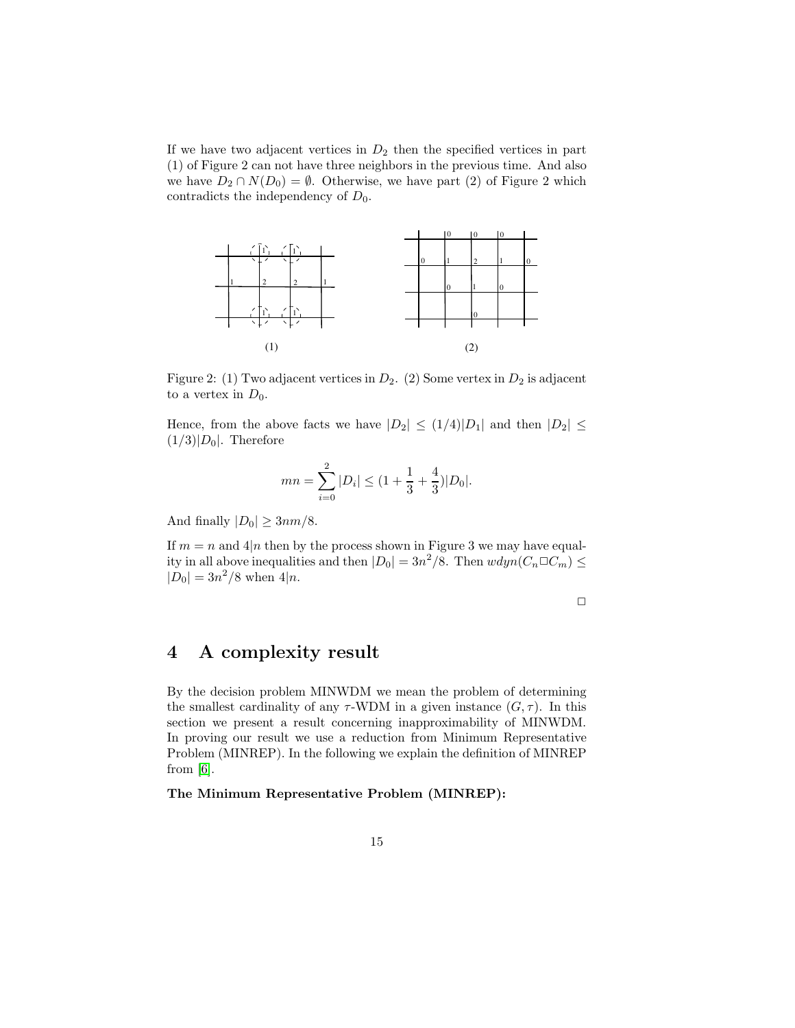If we have two adjacent vertices in $D_2$ then the specified vertices in part (1) of Figure 2 can not have three neighbors in the previous time. And also we have $D_2 \cap N(D_0) = \emptyset$. Otherwise, we have part (2) of Figure 2 which contradicts the independency of $D_0$.

Figure 2: (1) Two adjacent vertices in $D_2$. (2) Some vertex in $D_2$ is adjacent to a vertex in $D_0$.

Hence, from the above facts we have $|D_2| \leq (1/4)|D_1|$ and then $|D_2| \leq (1/3)|D_0|$. Therefore

$$mn = \sum_{i=0}^{2} |D_i| \leq (1 + \frac{1}{3} + \frac{4}{3})|D_0|.$$

And finally $|D_0| \geq 3nm/8$.

If $m = n$ and $4|n$ then by the process shown in Figure 3 we may have equality in all above inequalities and then $|D_0| = 3n^2/8$. Then $wdyn(C_n \Box C_m) \leq |D_0| = 3n^2/8$ when $4|n$.

□

## 4 A complexity result

By the decision problem MINWDM we mean the problem of determining the smallest cardinality of any $\tau$-WDM in a given instance $(G, \tau)$. In this section we present a result concerning inapproximability of MINWDM. In proving our result we use a reduction from Minimum Representative Problem (MINREP). In the following we explain the definition of MINREP from [6].

**The Minimum Representative Problem (MINREP):**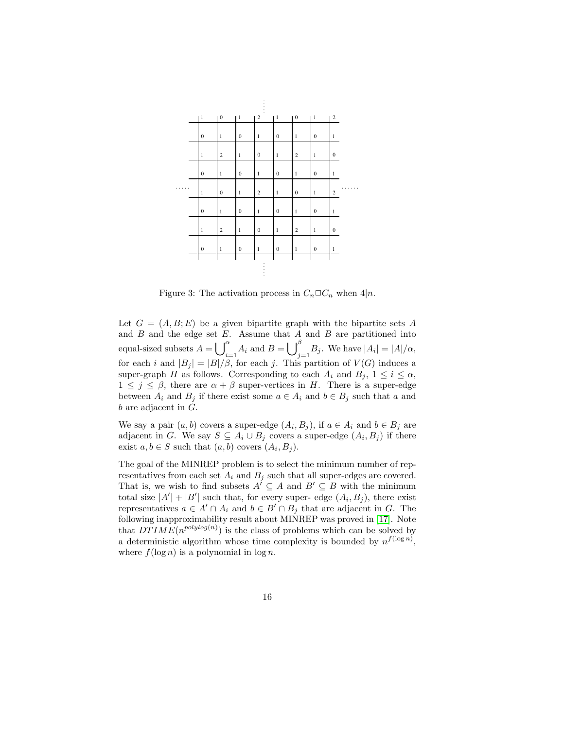Figure 3: The activation process in $C_n \square C_n$ when $4|n$.

Let $G = (A, B; E)$ be a given bipartite graph with the bipartite sets $A$ and $B$ and the edge set $E$. Assume that $A$ and $B$ are partitioned into equal-sized subsets $A = \bigcup_{i=1}^{\alpha} A_i$ and $B = \bigcup_{j=1}^{\beta} B_j$. We have $|A_i| = |A|/\alpha$, for each $i$ and $|B_j| = |B|/\beta$, for each $j$. This partition of $V(G)$ induces a super-graph $H$ as follows. Corresponding to each $A_i$ and $B_j$, $1 \leq i \leq \alpha$, $1 \leq j \leq \beta$, there are $\alpha + \beta$ super-vertices in $H$. There is a super-edge between $A_i$ and $B_j$ if there exist some $a \in A_i$ and $b \in B_j$ such that $a$ and $b$ are adjacent in $G$.

We say a pair $(a, b)$ covers a super-edge $(A_i, B_j)$, if $a \in A_i$ and $b \in B_j$ are adjacent in $G$. We say $S \subseteq A_i \cup B_j$ covers a super-edge $(A_i, B_j)$ if there exist $a, b \in S$ such that $(a, b)$ covers $(A_i, B_j)$.

The goal of the MINREP problem is to select the minimum number of representatives from each set $A_i$ and $B_j$ such that all super-edges are covered. That is, we wish to find subsets $A' \subseteq A$ and $B' \subseteq B$ with the minimum total size $|A'| + |B'|$ such that, for every super- edge $(A_i, B_j)$, there exist representatives $a \in A' \cap A_i$ and $b \in B' \cap B_j$ that are adjacent in $G$. The following inapproximability result about MINREP was proved in [17]. Note that $DTIME(n^{polylog(n)})$ is the class of problems which can be solved by a deterministic algorithm whose time complexity is bounded by $n^{f(\log n)}$, where $f(\log n)$ is a polynomial in $\log n$.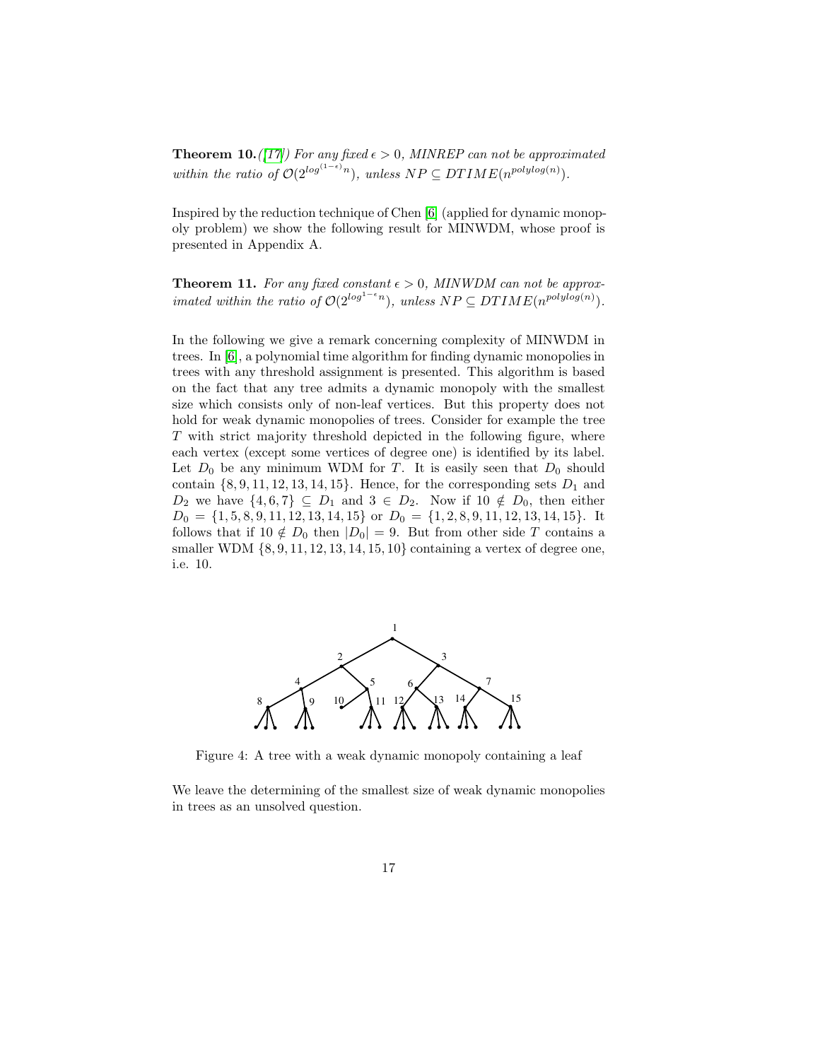**Theorem 10.**([17]) *For any fixed* $\epsilon > 0$*, MINREP can not be approximated within the ratio of* $\mathcal{O}(2^{log^{(1-\epsilon)}n})$*, unless* $NP \subseteq DTIME(n^{polylog(n)})$.

Inspired by the reduction technique of Chen [6] (applied for dynamic monopoly problem) we show the following result for MINWDM, whose proof is presented in Appendix A.

**Theorem 11.** *For any fixed constant* $\epsilon > 0$*, MINWDM can not be approximated within the ratio of* $\mathcal{O}(2^{log^{1-\epsilon}n})$*, unless* $NP \subseteq DTIME(n^{polylog(n)})$.

In the following we give a remark concerning complexity of MINWDM in trees. In [6], a polynomial time algorithm for finding dynamic monopolies in trees with any threshold assignment is presented. This algorithm is based on the fact that any tree admits a dynamic monopoly with the smallest size which consists only of non-leaf vertices. But this property does not hold for weak dynamic monopolies of trees. Consider for example the tree $T$ with strict majority threshold depicted in the following figure, where each vertex (except some vertices of degree one) is identified by its label. Let $D_0$ be any minimum WDM for $T$. It is easily seen that $D_0$ should contain $\{8, 9, 11, 12, 13, 14, 15\}$. Hence, for the corresponding sets $D_1$ and $D_2$ we have $\{4, 6, 7\} \subseteq D_1$ and $3 \in D_2$. Now if $10 \notin D_0$, then either $D_0 = \{1, 5, 8, 9, 11, 12, 13, 14, 15\}$ or $D_0 = \{1, 2, 8, 9, 11, 12, 13, 14, 15\}$. It follows that if $10 \notin D_0$ then $|D_0| = 9$. But from other side $T$ contains a smaller WDM $\{8, 9, 11, 12, 13, 14, 15, 10\}$ containing a vertex of degree one, i.e. 10.

Figure 4: A tree with a weak dynamic monopoly containing a leaf

We leave the determining of the smallest size of weak dynamic monopolies in trees as an unsolved question.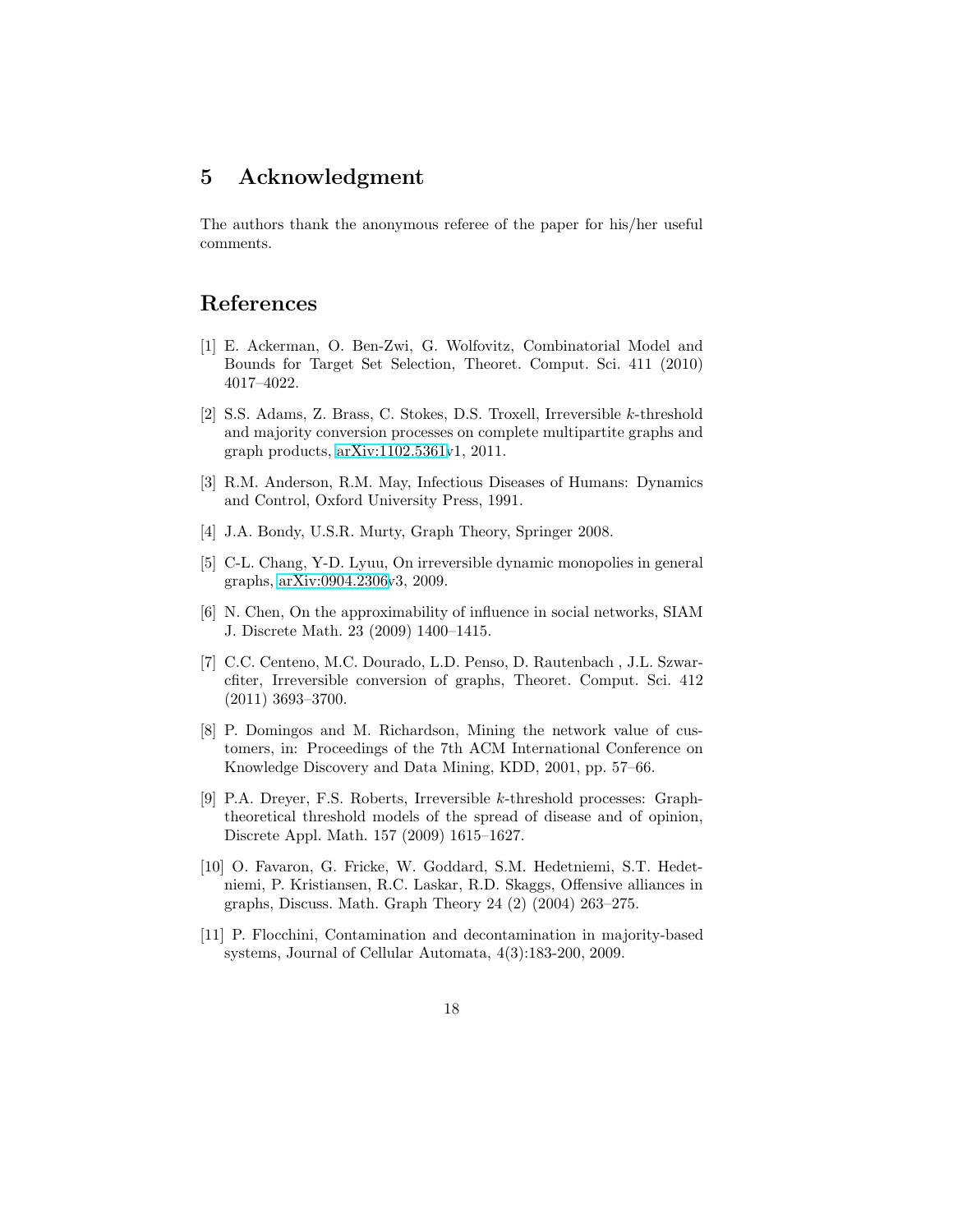## 5 Acknowledgment

The authors thank the anonymous referee of the paper for his/her useful comments.

## References

[1] E. Ackerman, O. Ben-Zwi, G. Wolfovitz, Combinatorial Model and Bounds for Target Set Selection, Theoret. Comput. Sci. 411 (2010) 4017–4022.

[2] S.S. Adams, Z. Brass, C. Stokes, D.S. Troxell, Irreversible $k$-threshold and majority conversion processes on complete multipartite graphs and graph products, arXiv:1102.5361v1, 2011.

[3] R.M. Anderson, R.M. May, Infectious Diseases of Humans: Dynamics and Control, Oxford University Press, 1991.

[4] J.A. Bondy, U.S.R. Murty, Graph Theory, Springer 2008.

[5] C-L. Chang, Y-D. Lyuu, On irreversible dynamic monopolies in general graphs, arXiv:0904.2306v3, 2009.

[6] N. Chen, On the approximability of influence in social networks, SIAM J. Discrete Math. 23 (2009) 1400–1415.

[7] C.C. Centeno, M.C. Dourado, L.D. Penso, D. Rautenbach , J.L. Szwarcfiter, Irreversible conversion of graphs, Theoret. Comput. Sci. 412 (2011) 3693–3700.

[8] P. Domingos and M. Richardson, Mining the network value of customers, in: Proceedings of the 7th ACM International Conference on Knowledge Discovery and Data Mining, KDD, 2001, pp. 57–66.

[9] P.A. Dreyer, F.S. Roberts, Irreversible $k$-threshold processes: Graph-theoretical threshold models of the spread of disease and of opinion, Discrete Appl. Math. 157 (2009) 1615–1627.

[10] O. Favaron, G. Fricke, W. Goddard, S.M. Hedetniemi, S.T. Hedetniemi, P. Kristiansen, R.C. Laskar, R.D. Skaggs, Offensive alliances in graphs, Discuss. Math. Graph Theory 24 (2) (2004) 263–275.

[11] P. Flocchini, Contamination and decontamination in majority-based systems, Journal of Cellular Automata, 4(3):183-200, 2009.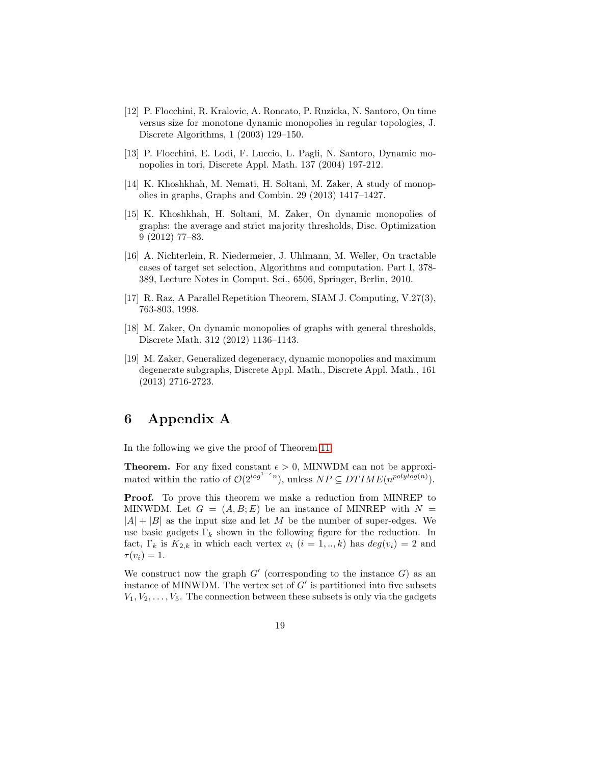[12] P. Flocchini, R. Kralovic, A. Roncato, P. Ruzicka, N. Santoro, On time versus size for monotone dynamic monopolies in regular topologies, J. Discrete Algorithms, 1 (2003) 129–150.

[13] P. Flocchini, E. Lodi, F. Luccio, L. Pagli, N. Santoro, Dynamic monopolies in tori, Discrete Appl. Math. 137 (2004) 197-212.

[14] K. Khoshkhah, M. Nemati, H. Soltani, M. Zaker, A study of monopolies in graphs, Graphs and Combin. 29 (2013) 1417–1427.

[15] K. Khoshkhah, H. Soltani, M. Zaker, On dynamic monopolies of graphs: the average and strict majority thresholds, Disc. Optimization 9 (2012) 77–83.

[16] A. Nichterlein, R. Niedermeier, J. Uhlmann, M. Weller, On tractable cases of target set selection, Algorithms and computation. Part I, 378-389, Lecture Notes in Comput. Sci., 6506, Springer, Berlin, 2010.

[17] R. Raz, A Parallel Repetition Theorem, SIAM J. Computing, V.27(3), 763-803, 1998.

[18] M. Zaker, On dynamic monopolies of graphs with general thresholds, Discrete Math. 312 (2012) 1136–1143.

[19] M. Zaker, Generalized degeneracy, dynamic monopolies and maximum degenerate subgraphs, Discrete Appl. Math., Discrete Appl. Math., 161 (2013) 2716-2723.

# 6 Appendix A

In the following we give the proof of Theorem 11.

**Theorem.** For any fixed constant $\epsilon > 0$, MINWDM can not be approximated within the ratio of $\mathcal{O}(2^{log^{1-\epsilon}n})$, unless $NP \subseteq DTIME(n^{polylog(n)})$.

**Proof.** To prove this theorem we make a reduction from MINREP to MINWDM. Let $G = (A, B; E)$ be an instance of MINREP with $N = |A| + |B|$ as the input size and let $M$ be the number of super-edges. We use basic gadgets $\Gamma_k$ shown in the following figure for the reduction. In fact, $\Gamma_k$ is $K_{2,k}$ in which each vertex $v_i$ $(i = 1, .., k)$ has $deg(v_i) = 2$ and $\tau(v_i) = 1$.

We construct now the graph $G'$ (corresponding to the instance $G$) as an instance of MINWDM. The vertex set of $G'$ is partitioned into five subsets $V_1, V_2, \ldots, V_5$. The connection between these subsets is only via the gadgets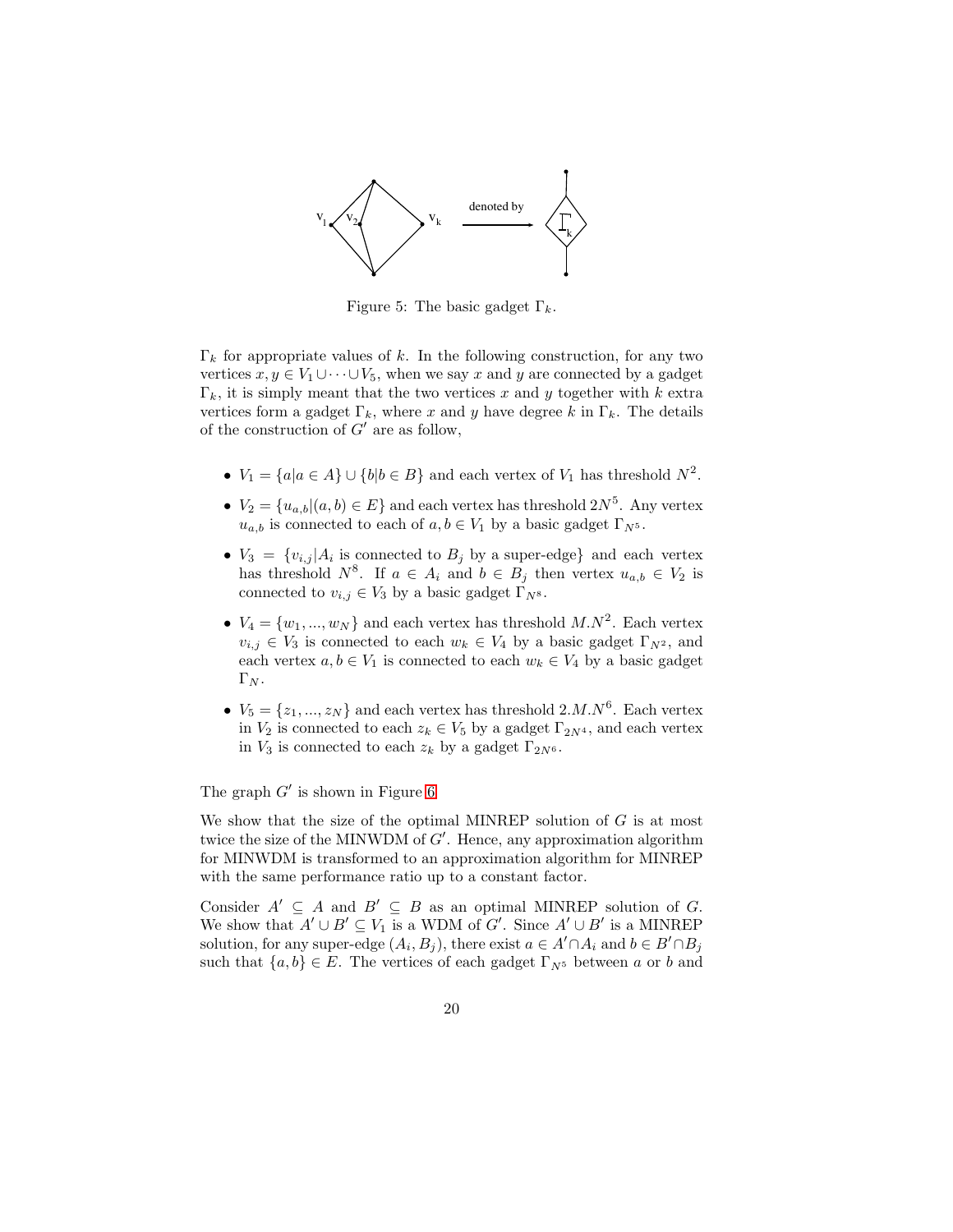Figure 5: The basic gadget $\Gamma_k$.

$\Gamma_k$ for appropriate values of $k$. In the following construction, for any two vertices $x, y \in V_1 \cup \cdots \cup V_5$, when we say $x$ and $y$ are connected by a gadget $\Gamma_k$, it is simply meant that the two vertices $x$ and $y$ together with $k$ extra vertices form a gadget $\Gamma_k$, where $x$ and $y$ have degree $k$ in $\Gamma_k$. The details of the construction of $G'$ are as follow,

- $V_1 = \{a | a \in A\} \cup \{b | b \in B\}$ and each vertex of $V_1$ has threshold $N^2$.
- $V_2 = \{u_{a,b} | (a, b) \in E\}$ and each vertex has threshold $2N^5$. Any vertex $u_{a,b}$ is connected to each of $a, b \in V_1$ by a basic gadget $\Gamma_{N^5}$.
- $V_3 = \{v_{i,j} | A_i$ is connected to $B_j$ by a super-edge$\}$ and each vertex has threshold $N^8$. If $a \in A_i$ and $b \in B_j$ then vertex $u_{a,b} \in V_2$ is connected to $v_{i,j} \in V_3$ by a basic gadget $\Gamma_{N^8}$.
- $V_4 = \{w_1, ..., w_N\}$ and each vertex has threshold $M.N^2$. Each vertex $v_{i,j} \in V_3$ is connected to each $w_k \in V_4$ by a basic gadget $\Gamma_{N^2}$, and each vertex $a, b \in V_1$ is connected to each $w_k \in V_4$ by a basic gadget $\Gamma_N$.
- $V_5 = \{z_1, ..., z_N\}$ and each vertex has threshold $2.M.N^6$. Each vertex in $V_2$ is connected to each $z_k \in V_5$ by a gadget $\Gamma_{2N^4}$, and each vertex in $V_3$ is connected to each $z_k$ by a gadget $\Gamma_{2N^6}$.

The graph $G'$ is shown in Figure 6

We show that the size of the optimal MINREP solution of $G$ is at most twice the size of the MINWDM of $G'$. Hence, any approximation algorithm for MINWDM is transformed to an approximation algorithm for MINREP with the same performance ratio up to a constant factor.

Consider $A' \subseteq A$ and $B' \subseteq B$ as an optimal MINREP solution of $G$. We show that $A' \cup B' \subseteq V_1$ is a WDM of $G'$. Since $A' \cup B'$ is a MINREP solution, for any super-edge $(A_i, B_j)$, there exist $a \in A' \cap A_i$ and $b \in B' \cap B_j$ such that $\{a, b\} \in E$. The vertices of each gadget $\Gamma_{N^5}$ between $a$ or $b$ and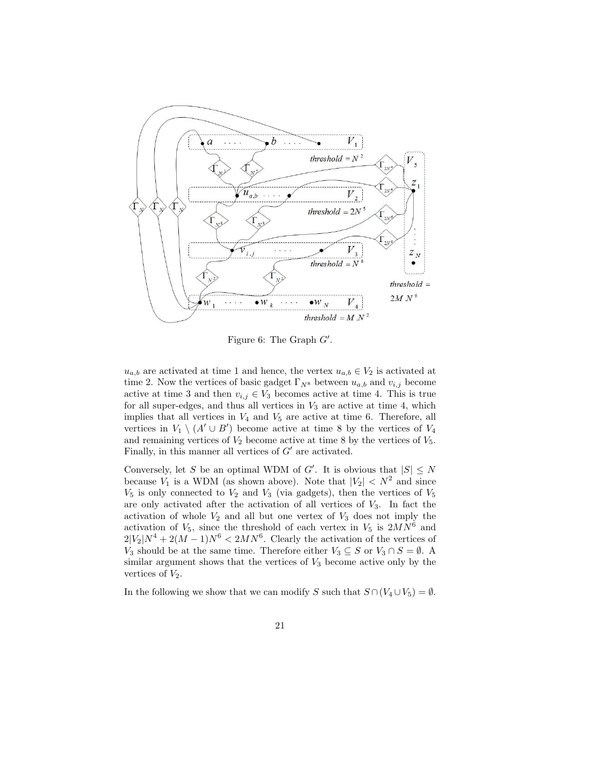Figure 6: The Graph $G'$.

$u_{a,b}$ are activated at time 1 and hence, the vertex $u_{a,b} \in V_2$ is activated at time 2. Now the vertices of basic gadget $\Gamma_{N^8}$ between $u_{a,b}$ and $v_{i,j}$ become active at time 3 and then $v_{i,j} \in V_3$ becomes active at time 4. This is true for all super-edges, and thus all vertices in $V_3$ are active at time 4, which implies that all vertices in $V_4$ and $V_5$ are active at time 6. Therefore, all vertices in $V_1 \setminus (A' \cup B')$ become active at time 8 by the vertices of $V_4$ and remaining vertices of $V_2$ become active at time 8 by the vertices of $V_5$. Finally, in this manner all vertices of $G'$ are activated.

Conversely, let $S$ be an optimal WDM of $G'$. It is obvious that $|S| \leq N$ because $V_1$ is a WDM (as shown above). Note that $|V_2| < N^2$ and since $V_5$ is only connected to $V_2$ and $V_3$ (via gadgets), then the vertices of $V_5$ are only activated after the activation of all vertices of $V_3$. In fact the activation of whole $V_2$ and all but one vertex of $V_3$ does not imply the activation of $V_5$, since the threshold of each vertex in $V_5$ is $2MN^6$ and $2|V_2|N^4 + 2(M-1)N^6 < 2MN^6$. Clearly the activation of the vertices of $V_3$ should be at the same time. Therefore either $V_3 \subseteq S$ or $V_3 \cap S = \emptyset$. A similar argument shows that the vertices of $V_3$ become active only by the vertices of $V_2$.

In the following we show that we can modify $S$ such that $S \cap (V_4 \cup V_5) = \emptyset$.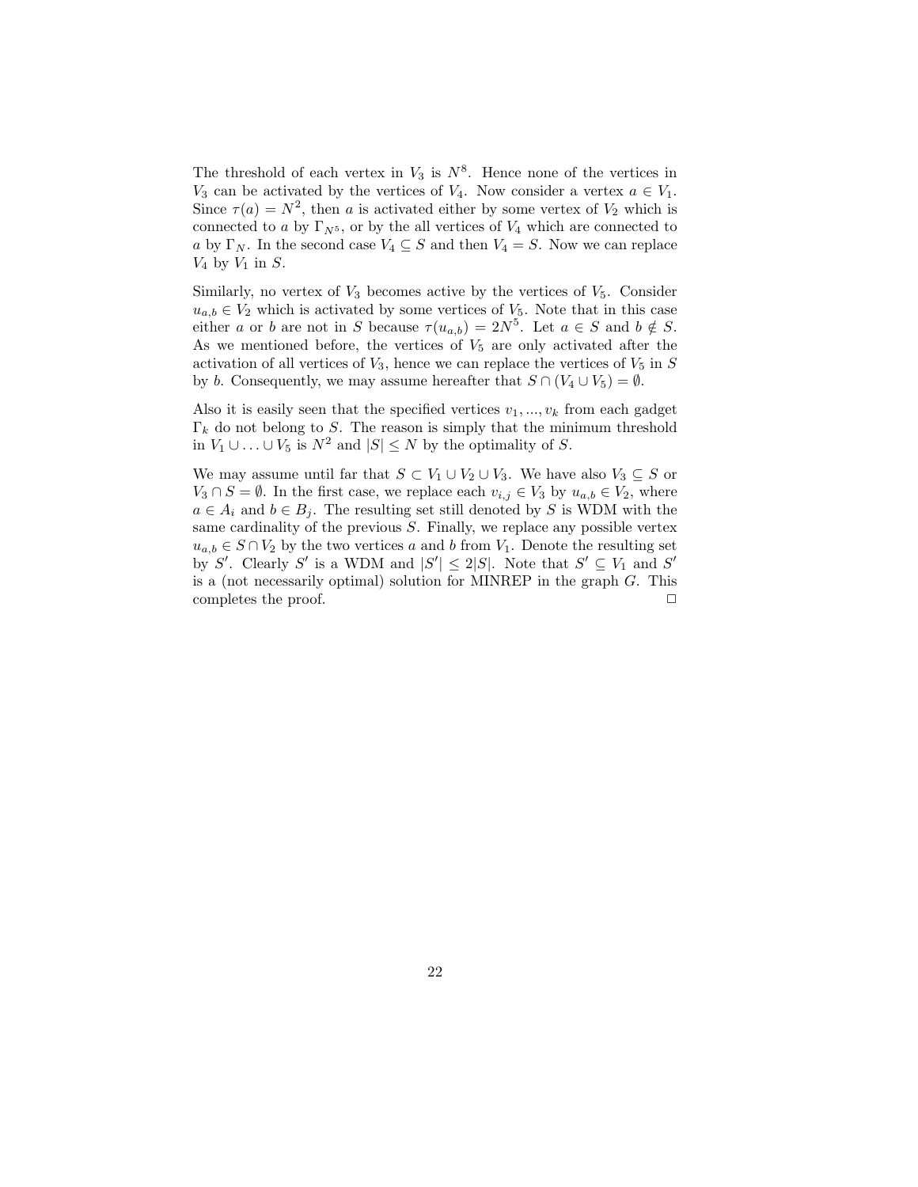The threshold of each vertex in $V_3$ is $N^8$. Hence none of the vertices in $V_3$ can be activated by the vertices of $V_4$. Now consider a vertex $a \in V_1$. Since $\tau(a) = N^2$, then $a$ is activated either by some vertex of $V_2$ which is connected to $a$ by $\Gamma_{N^5}$, or by the all vertices of $V_4$ which are connected to $a$ by $\Gamma_N$. In the second case $V_4 \subseteq S$ and then $V_4 = S$. Now we can replace $V_4$ by $V_1$ in $S$.

Similarly, no vertex of $V_3$ becomes active by the vertices of $V_5$. Consider $u_{a,b} \in V_2$ which is activated by some vertices of $V_5$. Note that in this case either $a$ or $b$ are not in $S$ because $\tau(u_{a,b}) = 2N^5$. Let $a \in S$ and $b \notin S$. As we mentioned before, the vertices of $V_5$ are only activated after the activation of all vertices of $V_3$, hence we can replace the vertices of $V_5$ in $S$ by $b$. Consequently, we may assume hereafter that $S \cap (V_4 \cup V_5) = \emptyset$.

Also it is easily seen that the specified vertices $v_1, ..., v_k$ from each gadget $\Gamma_k$ do not belong to $S$. The reason is simply that the minimum threshold in $V_1 \cup \ldots \cup V_5$ is $N^2$ and $|S| \leq N$ by the optimality of $S$.

We may assume until far that $S \subset V_1 \cup V_2 \cup V_3$. We have also $V_3 \subseteq S$ or $V_3 \cap S = \emptyset$. In the first case, we replace each $v_{i,j} \in V_3$ by $u_{a,b} \in V_2$, where $a \in A_i$ and $b \in B_j$. The resulting set still denoted by $S$ is WDM with the same cardinality of the previous $S$. Finally, we replace any possible vertex $u_{a,b} \in S \cap V_2$ by the two vertices $a$ and $b$ from $V_1$. Denote the resulting set by $S'$. Clearly $S'$ is a WDM and $|S'| \leq 2|S|$. Note that $S' \subseteq V_1$ and $S'$ is a (not necessarily optimal) solution for MINREP in the graph $G$. This completes the proof. $\square$